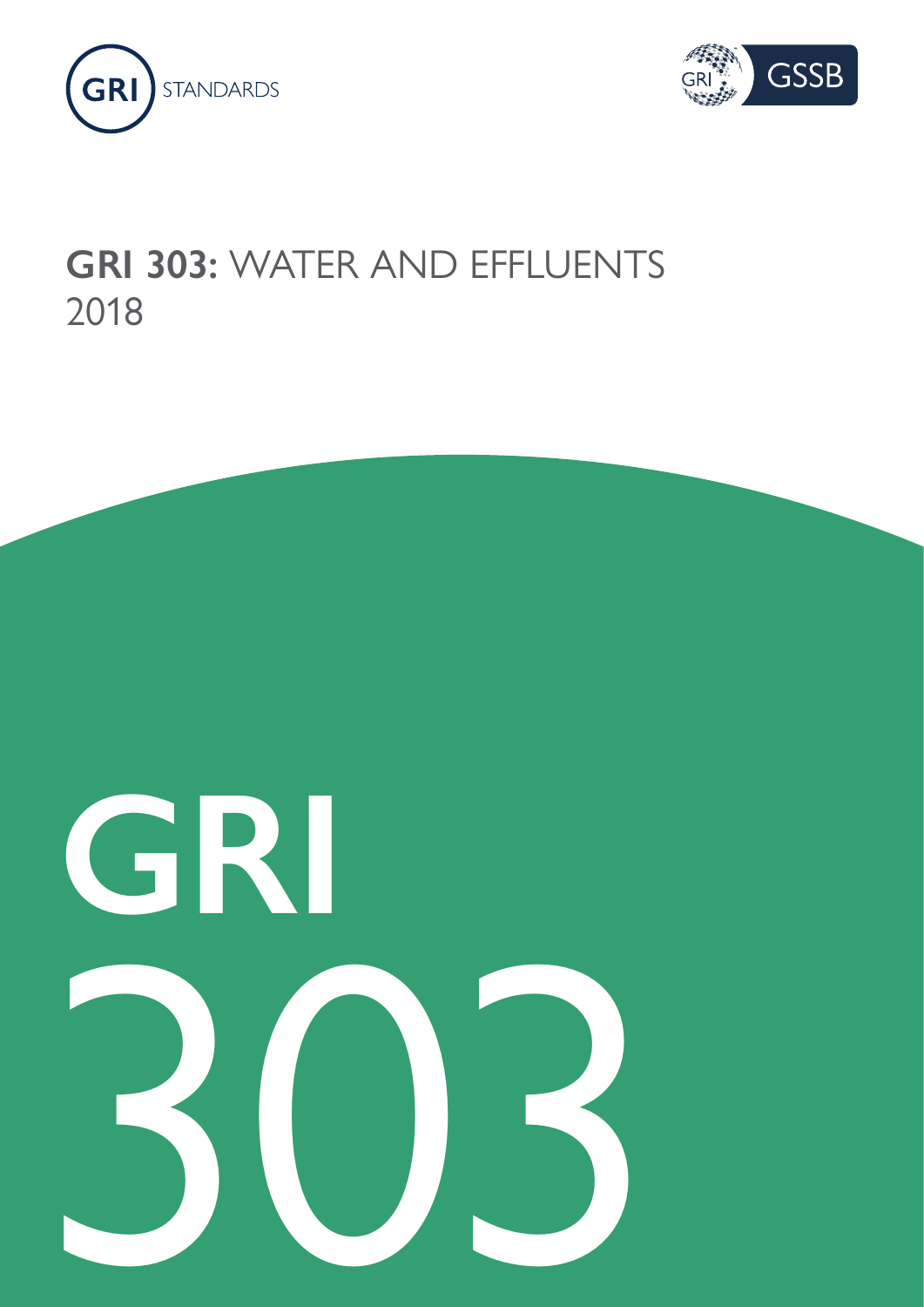GRI STANDARDS

GRI GSSB

# GRI 303: WATER AND EFFLUENTS 2018

GRI 303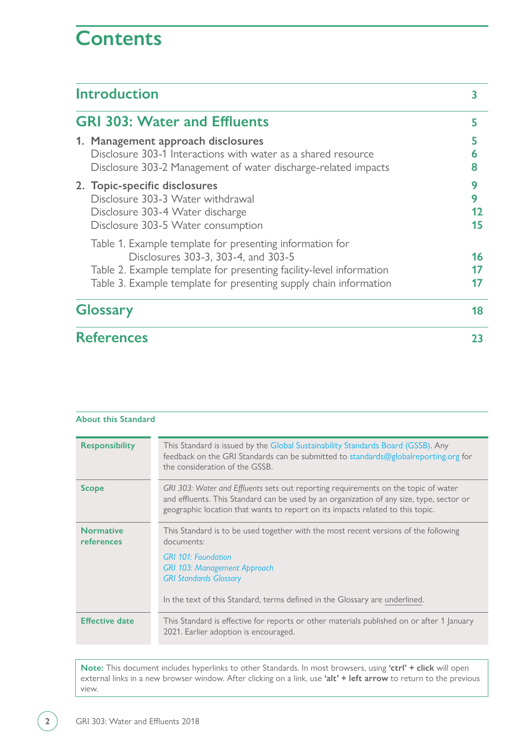# Contents

| | |
|---|---|
| **Introduction** | **3** |
| **GRI 303: Water and Effluents** | **5** |
| **1. Management approach disclosures** | **5** |
| Disclosure 303-1 Interactions with water as a shared resource | **6** |
| Disclosure 303-2 Management of water discharge-related impacts | **8** |
| **2. Topic-specific disclosures** | **9** |
| Disclosure 303-3 Water withdrawal | **9** |
| Disclosure 303-4 Water discharge | **12** |
| Disclosure 303-5 Water consumption | **15** |
| Table 1. Example template for presenting information for Disclosures 303-3, 303-4, and 303-5 | **16** |
| Table 2. Example template for presenting facility-level information | **17** |
| Table 3. Example template for presenting supply chain information | **17** |
| **Glossary** | **18** |
| **References** | **23** |

**About this Standard**

| | |
|---|---|
| **Responsibility** | This Standard is issued by the Global Sustainability Standards Board (GSSB). Any feedback on the GRI Standards can be submitted to standards@globalreporting.org for the consideration of the GSSB. |
| **Scope** | *GRI 303: Water and Effluents* sets out reporting requirements on the topic of water and effluents. This Standard can be used by an organization of any size, type, sector or geographic location that wants to report on its impacts related to this topic. |
| **Normative references** | This Standard is to be used together with the most recent versions of the following documents:<br><br>*GRI 101: Foundation*<br>*GRI 103: Management Approach*<br>*GRI Standards Glossary*<br><br>In the text of this Standard, terms defined in the Glossary are underlined. |
| **Effective date** | This Standard is effective for reports or other materials published on or after 1 January 2021. Earlier adoption is encouraged. |

**Note:** This document includes hyperlinks to other Standards. In most browsers, using **'ctrl' + click** will open external links in a new browser window. After clicking on a link, use **'alt' + left arrow** to return to the previous view.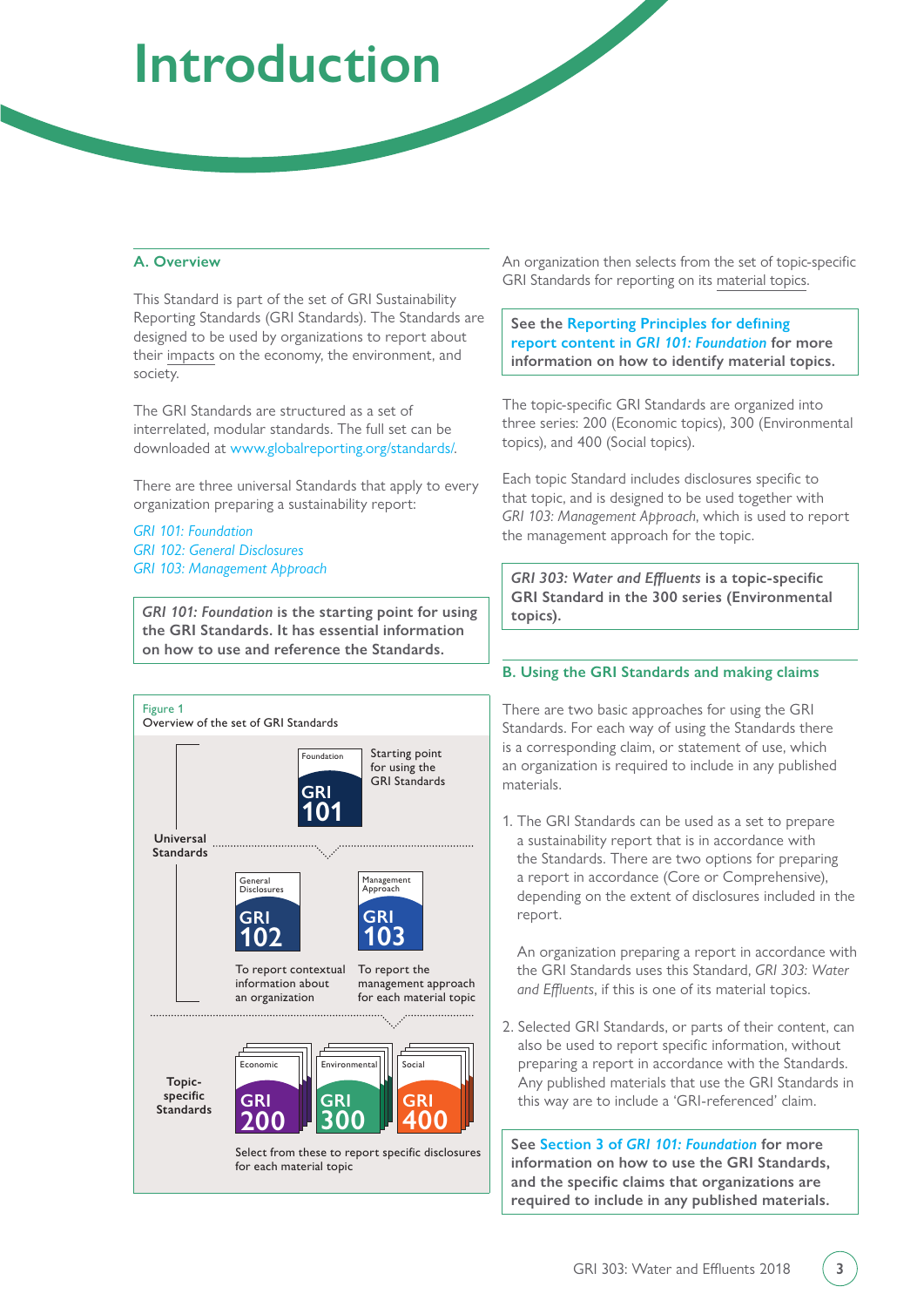# Introduction

## A. Overview

This Standard is part of the set of GRI Sustainability Reporting Standards (GRI Standards). The Standards are designed to be used by organizations to report about their impacts on the economy, the environment, and society.

The GRI Standards are structured as a set of interrelated, modular standards. The full set can be downloaded at www.globalreporting.org/standards/.

There are three universal Standards that apply to every organization preparing a sustainability report:

*GRI 101: Foundation*
*GRI 102: General Disclosures*
*GRI 103: Management Approach*

***GRI 101: Foundation* is the starting point for using the GRI Standards. It has essential information on how to use and reference the Standards.**

Figure 1
Overview of the set of GRI Standards

Universal Standards

- Foundation — GRI 101 — Starting point for using the GRI Standards
- General Disclosures — GRI 102 — To report contextual information about an organization
- Management Approach — GRI 103 — To report the management approach for each material topic

Topic-specific Standards

- Economic — GRI 200
- Environmental — GRI 300
- Social — GRI 400

Select from these to report specific disclosures for each material topic

An organization then selects from the set of topic-specific GRI Standards for reporting on its material topics.

**See the Reporting Principles for defining report content in *GRI 101: Foundation* for more information on how to identify material topics.**

The topic-specific GRI Standards are organized into three series: 200 (Economic topics), 300 (Environmental topics), and 400 (Social topics).

Each topic Standard includes disclosures specific to that topic, and is designed to be used together with *GRI 103: Management Approach*, which is used to report the management approach for the topic.

***GRI 303: Water and Effluents* is a topic-specific GRI Standard in the 300 series (Environmental topics).**

## B. Using the GRI Standards and making claims

There are two basic approaches for using the GRI Standards. For each way of using the Standards there is a corresponding claim, or statement of use, which an organization is required to include in any published materials.

1. The GRI Standards can be used as a set to prepare a sustainability report that is in accordance with the Standards. There are two options for preparing a report in accordance (Core or Comprehensive), depending on the extent of disclosures included in the report.

   An organization preparing a report in accordance with the GRI Standards uses this Standard, *GRI 303: Water and Effluents*, if this is one of its material topics.

2. Selected GRI Standards, or parts of their content, can also be used to report specific information, without preparing a report in accordance with the Standards. Any published materials that use the GRI Standards in this way are to include a 'GRI-referenced' claim.

**See Section 3 of *GRI 101: Foundation* for more information on how to use the GRI Standards, and the specific claims that organizations are required to include in any published materials.**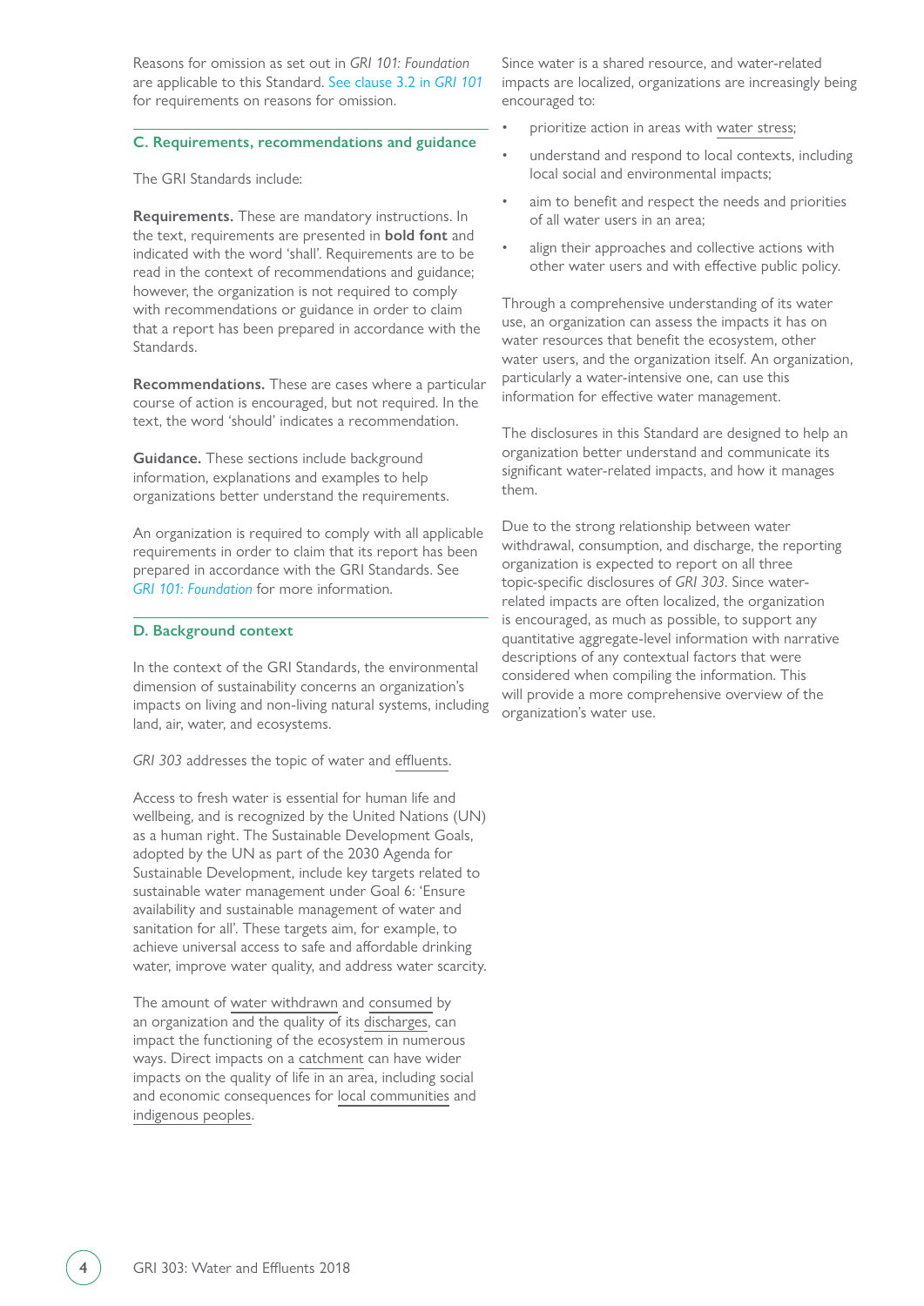Reasons for omission as set out in *GRI 101: Foundation* are applicable to this Standard. See clause 3.2 in *GRI 101* for requirements on reasons for omission.

## C. Requirements, recommendations and guidance

The GRI Standards include:

**Requirements.** These are mandatory instructions. In the text, requirements are presented in **bold font** and indicated with the word 'shall'. Requirements are to be read in the context of recommendations and guidance; however, the organization is not required to comply with recommendations or guidance in order to claim that a report has been prepared in accordance with the Standards.

**Recommendations.** These are cases where a particular course of action is encouraged, but not required. In the text, the word 'should' indicates a recommendation.

**Guidance.** These sections include background information, explanations and examples to help organizations better understand the requirements.

An organization is required to comply with all applicable requirements in order to claim that its report has been prepared in accordance with the GRI Standards. See *GRI 101: Foundation* for more information.

## D. Background context

In the context of the GRI Standards, the environmental dimension of sustainability concerns an organization's impacts on living and non-living natural systems, including land, air, water, and ecosystems.

*GRI 303* addresses the topic of water and effluents.

Access to fresh water is essential for human life and wellbeing, and is recognized by the United Nations (UN) as a human right. The Sustainable Development Goals, adopted by the UN as part of the 2030 Agenda for Sustainable Development, include key targets related to sustainable water management under Goal 6: 'Ensure availability and sustainable management of water and sanitation for all'. These targets aim, for example, to achieve universal access to safe and affordable drinking water, improve water quality, and address water scarcity.

The amount of water withdrawn and consumed by an organization and the quality of its discharges, can impact the functioning of the ecosystem in numerous ways. Direct impacts on a catchment can have wider impacts on the quality of life in an area, including social and economic consequences for local communities and indigenous peoples.

Since water is a shared resource, and water-related impacts are localized, organizations are increasingly being encouraged to:

- prioritize action in areas with water stress;
- understand and respond to local contexts, including local social and environmental impacts;
- aim to benefit and respect the needs and priorities of all water users in an area;
- align their approaches and collective actions with other water users and with effective public policy.

Through a comprehensive understanding of its water use, an organization can assess the impacts it has on water resources that benefit the ecosystem, other water users, and the organization itself. An organization, particularly a water-intensive one, can use this information for effective water management.

The disclosures in this Standard are designed to help an organization better understand and communicate its significant water-related impacts, and how it manages them.

Due to the strong relationship between water withdrawal, consumption, and discharge, the reporting organization is expected to report on all three topic-specific disclosures of *GRI 303*. Since water-related impacts are often localized, the organization is encouraged, as much as possible, to support any quantitative aggregate-level information with narrative descriptions of any contextual factors that were considered when compiling the information. This will provide a more comprehensive overview of the organization's water use.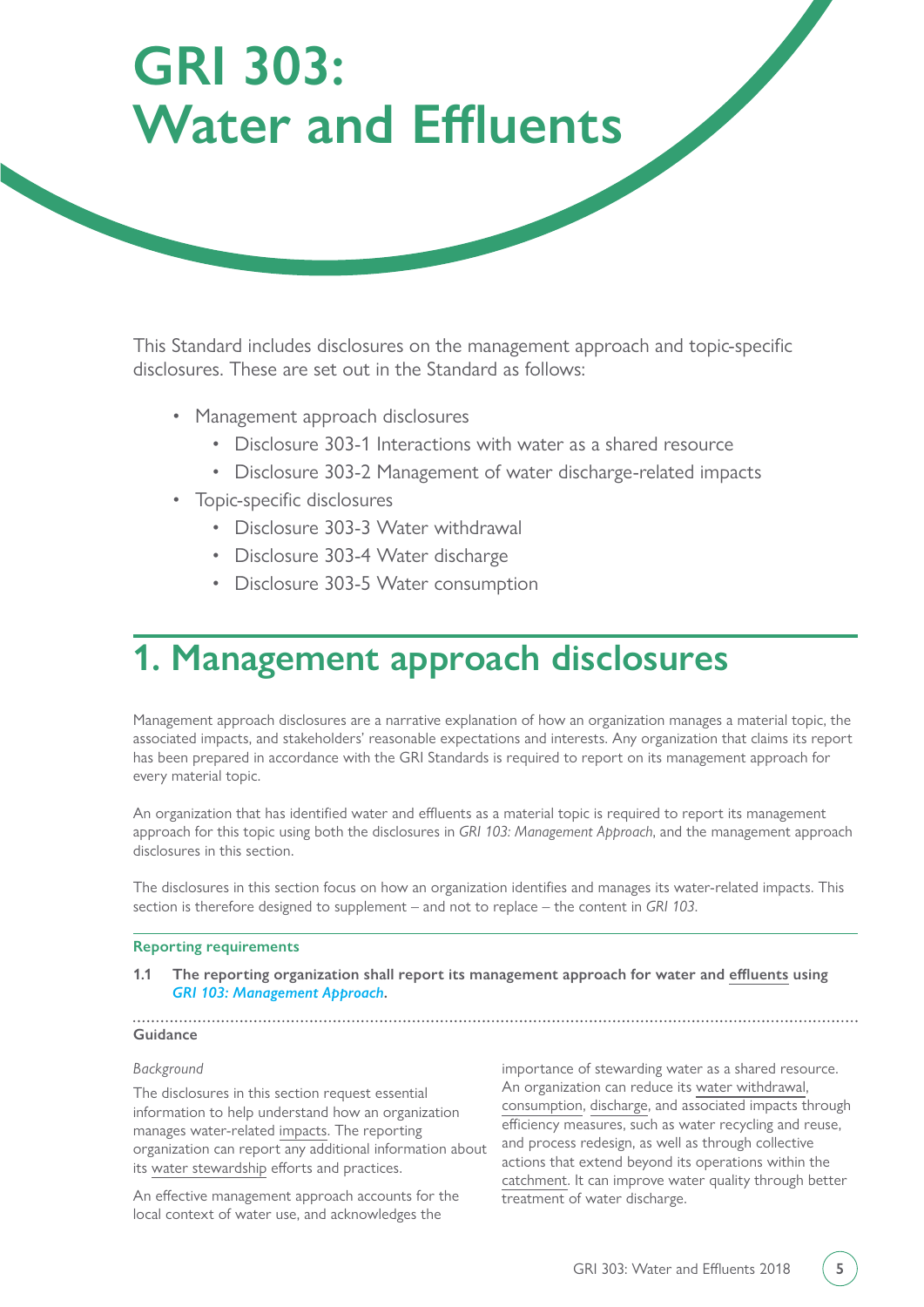# GRI 303: Water and Effluents

This Standard includes disclosures on the management approach and topic-specific disclosures. These are set out in the Standard as follows:

- Management approach disclosures
    - Disclosure 303-1 Interactions with water as a shared resource
    - Disclosure 303-2 Management of water discharge-related impacts
- Topic-specific disclosures
    - Disclosure 303-3 Water withdrawal
    - Disclosure 303-4 Water discharge
    - Disclosure 303-5 Water consumption

# 1. Management approach disclosures

Management approach disclosures are a narrative explanation of how an organization manages a material topic, the associated impacts, and stakeholders' reasonable expectations and interests. Any organization that claims its report has been prepared in accordance with the GRI Standards is required to report on its management approach for every material topic.

An organization that has identified water and effluents as a material topic is required to report its management approach for this topic using both the disclosures in *GRI 103: Management Approach*, and the management approach disclosures in this section.

The disclosures in this section focus on how an organization identifies and manages its water-related impacts. This section is therefore designed to supplement – and not to replace – the content in *GRI 103*.

#### Reporting requirements

**1.1 The reporting organization shall report its management approach for water and effluents using *GRI 103: Management Approach*.**

#### Guidance

*Background*

The disclosures in this section request essential information to help understand how an organization manages water-related impacts. The reporting organization can report any additional information about its water stewardship efforts and practices.

An effective management approach accounts for the local context of water use, and acknowledges the importance of stewarding water as a shared resource. An organization can reduce its water withdrawal, consumption, discharge, and associated impacts through efficiency measures, such as water recycling and reuse, and process redesign, as well as through collective actions that extend beyond its operations within the catchment. It can improve water quality through better treatment of water discharge.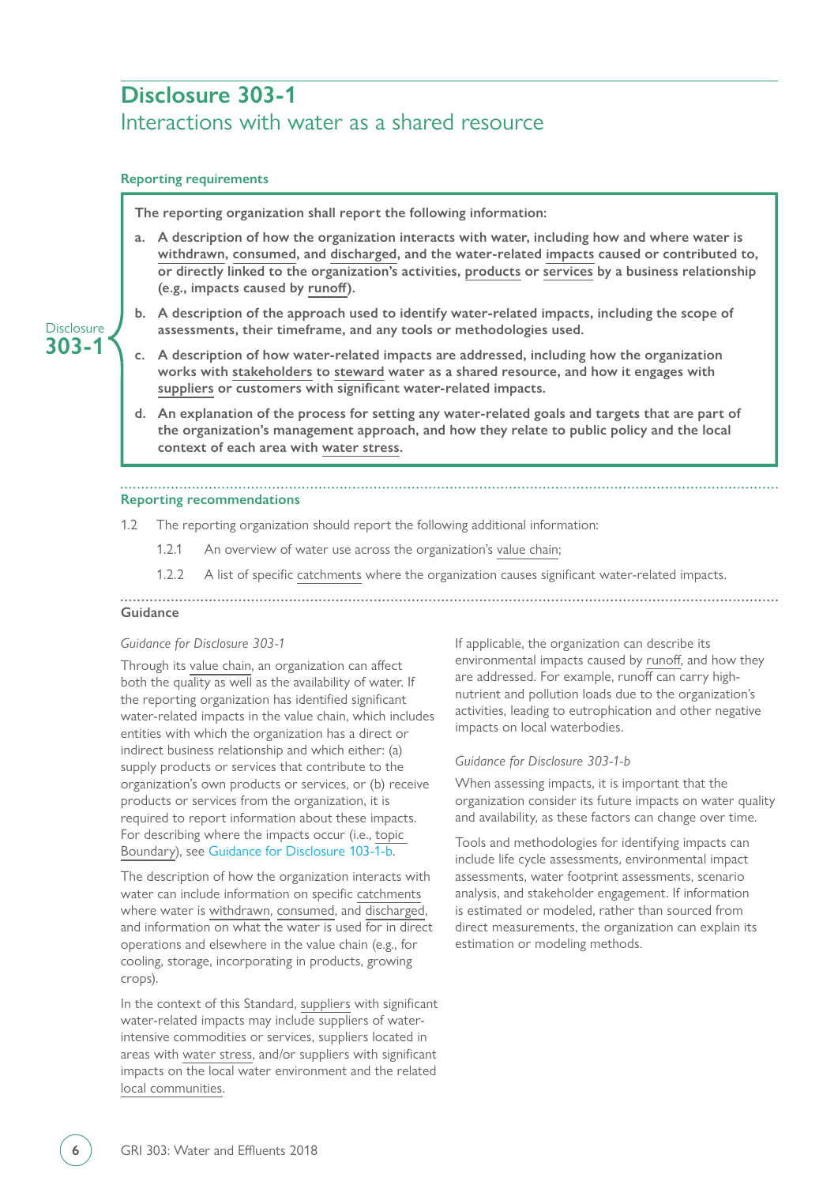# Disclosure 303-1

## Interactions with water as a shared resource

### Reporting requirements

Disclosure 303-1

**The reporting organization shall report the following information:**

**a. A description of how the organization interacts with water, including how and where water is withdrawn, consumed, and discharged, and the water-related impacts caused or contributed to, or directly linked to the organization's activities, products or services by a business relationship (e.g., impacts caused by runoff).**

**b. A description of the approach used to identify water-related impacts, including the scope of assessments, their timeframe, and any tools or methodologies used.**

**c. A description of how water-related impacts are addressed, including how the organization works with stakeholders to steward water as a shared resource, and how it engages with suppliers or customers with significant water-related impacts.**

**d. An explanation of the process for setting any water-related goals and targets that are part of the organization's management approach, and how they relate to public policy and the local context of each area with water stress.**

### Reporting recommendations

1.2 The reporting organization should report the following additional information:

1.2.1 An overview of water use across the organization's value chain;

1.2.2 A list of specific catchments where the organization causes significant water-related impacts.

### Guidance

*Guidance for Disclosure 303-1*

Through its value chain, an organization can affect both the quality as well as the availability of water. If the reporting organization has identified significant water-related impacts in the value chain, which includes entities with which the organization has a direct or indirect business relationship and which either: (a) supply products or services that contribute to the organization's own products or services, or (b) receive products or services from the organization, it is required to report information about these impacts. For describing where the impacts occur (i.e., topic Boundary), see Guidance for Disclosure 103-1-b.

The description of how the organization interacts with water can include information on specific catchments where water is withdrawn, consumed, and discharged, and information on what the water is used for in direct operations and elsewhere in the value chain (e.g., for cooling, storage, incorporating in products, growing crops).

In the context of this Standard, suppliers with significant water-related impacts may include suppliers of water-intensive commodities or services, suppliers located in areas with water stress, and/or suppliers with significant impacts on the local water environment and the related local communities.

If applicable, the organization can describe its environmental impacts caused by runoff, and how they are addressed. For example, runoff can carry high-nutrient and pollution loads due to the organization's activities, leading to eutrophication and other negative impacts on local waterbodies.

*Guidance for Disclosure 303-1-b*

When assessing impacts, it is important that the organization consider its future impacts on water quality and availability, as these factors can change over time.

Tools and methodologies for identifying impacts can include life cycle assessments, environmental impact assessments, water footprint assessments, scenario analysis, and stakeholder engagement. If information is estimated or modeled, rather than sourced from direct measurements, the organization can explain its estimation or modeling methods.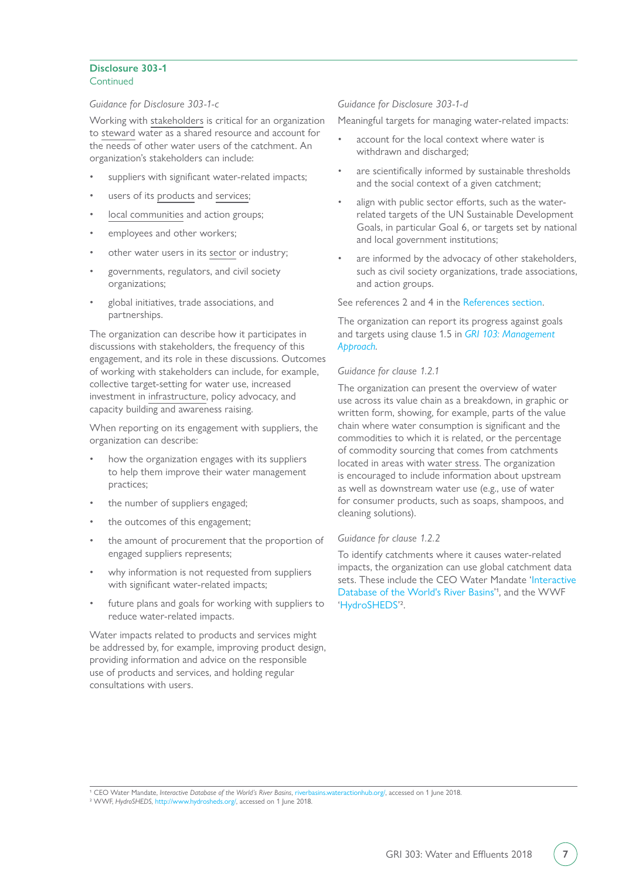## Disclosure 303-1

Continued

*Guidance for Disclosure 303-1-c*

Working with stakeholders is critical for an organization to steward water as a shared resource and account for the needs of other water users of the catchment. An organization's stakeholders can include:

- suppliers with significant water-related impacts;
- users of its products and services;
- local communities and action groups;
- employees and other workers;
- other water users in its sector or industry;
- governments, regulators, and civil society organizations;
- global initiatives, trade associations, and partnerships.

The organization can describe how it participates in discussions with stakeholders, the frequency of this engagement, and its role in these discussions. Outcomes of working with stakeholders can include, for example, collective target-setting for water use, increased investment in infrastructure, policy advocacy, and capacity building and awareness raising.

When reporting on its engagement with suppliers, the organization can describe:

- how the organization engages with its suppliers to help them improve their water management practices;
- the number of suppliers engaged;
- the outcomes of this engagement;
- the amount of procurement that the proportion of engaged suppliers represents;
- why information is not requested from suppliers with significant water-related impacts;
- future plans and goals for working with suppliers to reduce water-related impacts.

Water impacts related to products and services might be addressed by, for example, improving product design, providing information and advice on the responsible use of products and services, and holding regular consultations with users.

*Guidance for Disclosure 303-1-d*

Meaningful targets for managing water-related impacts:

- account for the local context where water is withdrawn and discharged;
- are scientifically informed by sustainable thresholds and the social context of a given catchment;
- align with public sector efforts, such as the water-related targets of the UN Sustainable Development Goals, in particular Goal 6, or targets set by national and local government institutions;
- are informed by the advocacy of other stakeholders, such as civil society organizations, trade associations, and action groups.

See references 2 and 4 in the References section.

The organization can report its progress against goals and targets using clause 1.5 in *GRI 103: Management Approach*.

*Guidance for clause 1.2.1*

The organization can present the overview of water use across its value chain as a breakdown, in graphic or written form, showing, for example, parts of the value chain where water consumption is significant and the commodities to which it is related, or the percentage of commodity sourcing that comes from catchments located in areas with water stress. The organization is encouraged to include information about upstream as well as downstream water use (e.g., use of water for consumer products, such as soaps, shampoos, and cleaning solutions).

*Guidance for clause 1.2.2*

To identify catchments where it causes water-related impacts, the organization can use global catchment data sets. These include the CEO Water Mandate 'Interactive Database of the World's River Basins'[1], and the WWF 'HydroSHEDS'[2].

---

[1] CEO Water Mandate, *Interactive Database of the World's River Basins*, riverbasins.wateractionhub.org/, accessed on 1 June 2018.
[2] WWF, *HydroSHEDS*, http://www.hydrosheds.org/, accessed on 1 June 2018.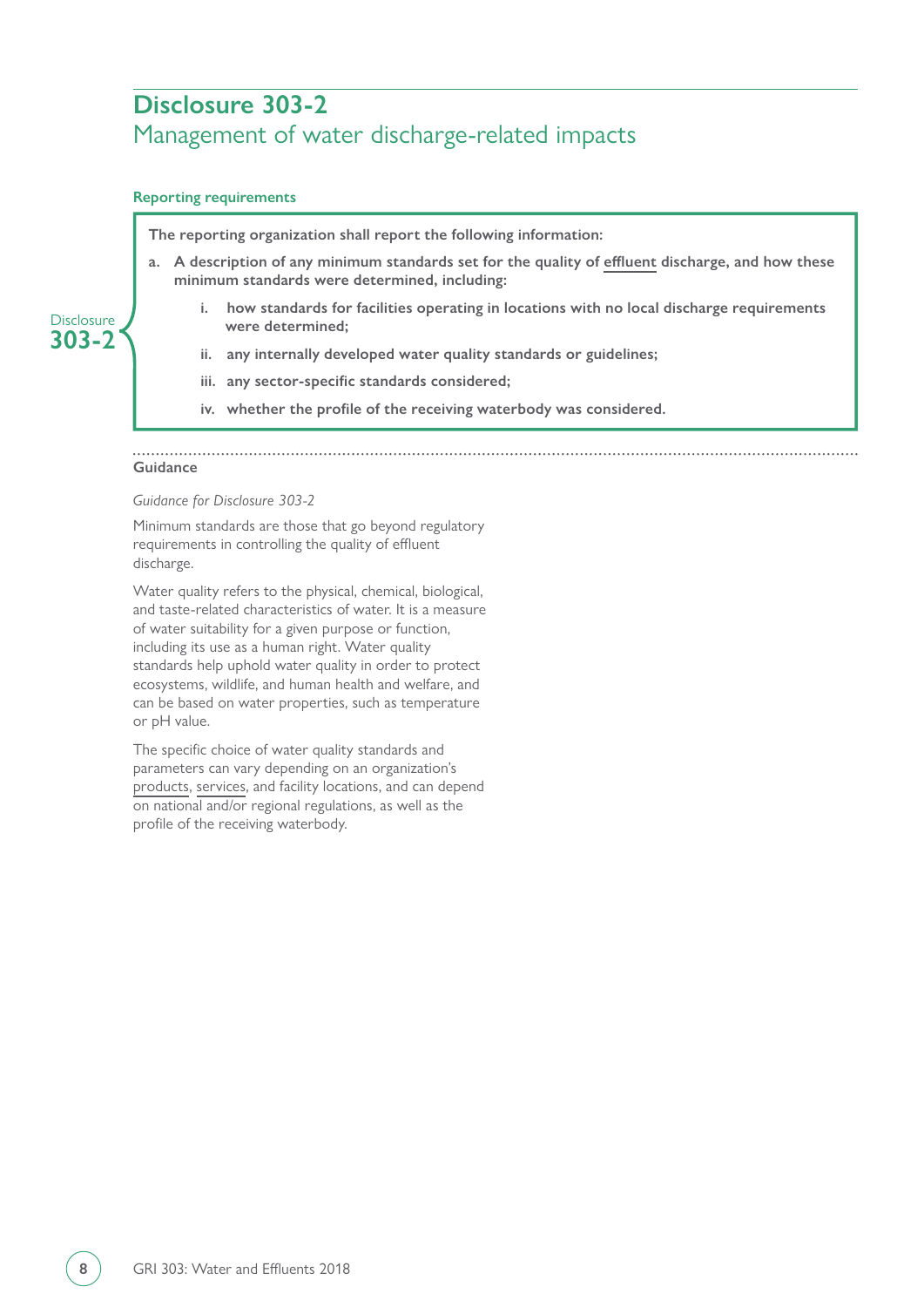## Disclosure 303-2

### Management of water discharge-related impacts

**Reporting requirements**

Disclosure 303-2

**The reporting organization shall report the following information:**

- **a. A description of any minimum standards set for the quality of effluent discharge, and how these minimum standards were determined, including:**
  - **i. how standards for facilities operating in locations with no local discharge requirements were determined;**
  - **ii. any internally developed water quality standards or guidelines;**
  - **iii. any sector-specific standards considered;**
  - **iv. whether the profile of the receiving waterbody was considered.**

**Guidance**

*Guidance for Disclosure 303-2*

Minimum standards are those that go beyond regulatory requirements in controlling the quality of effluent discharge.

Water quality refers to the physical, chemical, biological, and taste-related characteristics of water. It is a measure of water suitability for a given purpose or function, including its use as a human right. Water quality standards help uphold water quality in order to protect ecosystems, wildlife, and human health and welfare, and can be based on water properties, such as temperature or pH value.

The specific choice of water quality standards and parameters can vary depending on an organization's products, services, and facility locations, and can depend on national and/or regional regulations, as well as the profile of the receiving waterbody.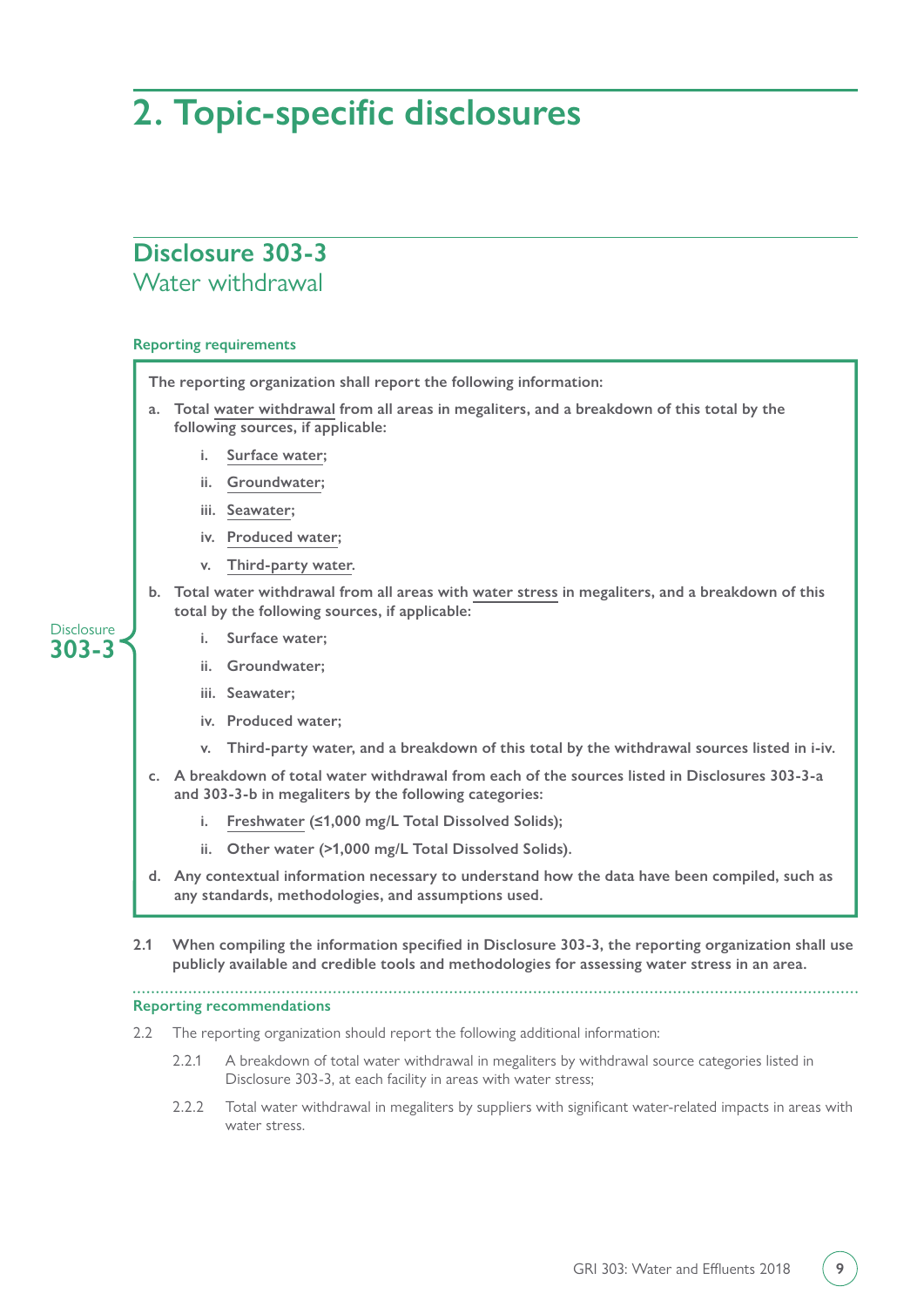# 2. Topic-specific disclosures

## Disclosure 303-3
Water withdrawal

### Reporting requirements

**Disclosure 303-3**

**The reporting organization shall report the following information:**

**a. Total water withdrawal from all areas in megaliters, and a breakdown of this total by the following sources, if applicable:**

- **i. Surface water;**
- **ii. Groundwater;**
- **iii. Seawater;**
- **iv. Produced water;**
- **v. Third-party water.**

**b. Total water withdrawal from all areas with water stress in megaliters, and a breakdown of this total by the following sources, if applicable:**

- **i. Surface water;**
- **ii. Groundwater;**
- **iii. Seawater;**
- **iv. Produced water;**
- **v. Third-party water, and a breakdown of this total by the withdrawal sources listed in i-iv.**

**c. A breakdown of total water withdrawal from each of the sources listed in Disclosures 303-3-a and 303-3-b in megaliters by the following categories:**

- **i. Freshwater (≤1,000 mg/L Total Dissolved Solids);**
- **ii. Other water (>1,000 mg/L Total Dissolved Solids).**

**d. Any contextual information necessary to understand how the data have been compiled, such as any standards, methodologies, and assumptions used.**

**2.1 When compiling the information specified in Disclosure 303-3, the reporting organization shall use publicly available and credible tools and methodologies for assessing water stress in an area.**

### Reporting recommendations

2.2 The reporting organization should report the following additional information:

2.2.1 A breakdown of total water withdrawal in megaliters by withdrawal source categories listed in Disclosure 303-3, at each facility in areas with water stress;

2.2.2 Total water withdrawal in megaliters by suppliers with significant water-related impacts in areas with water stress.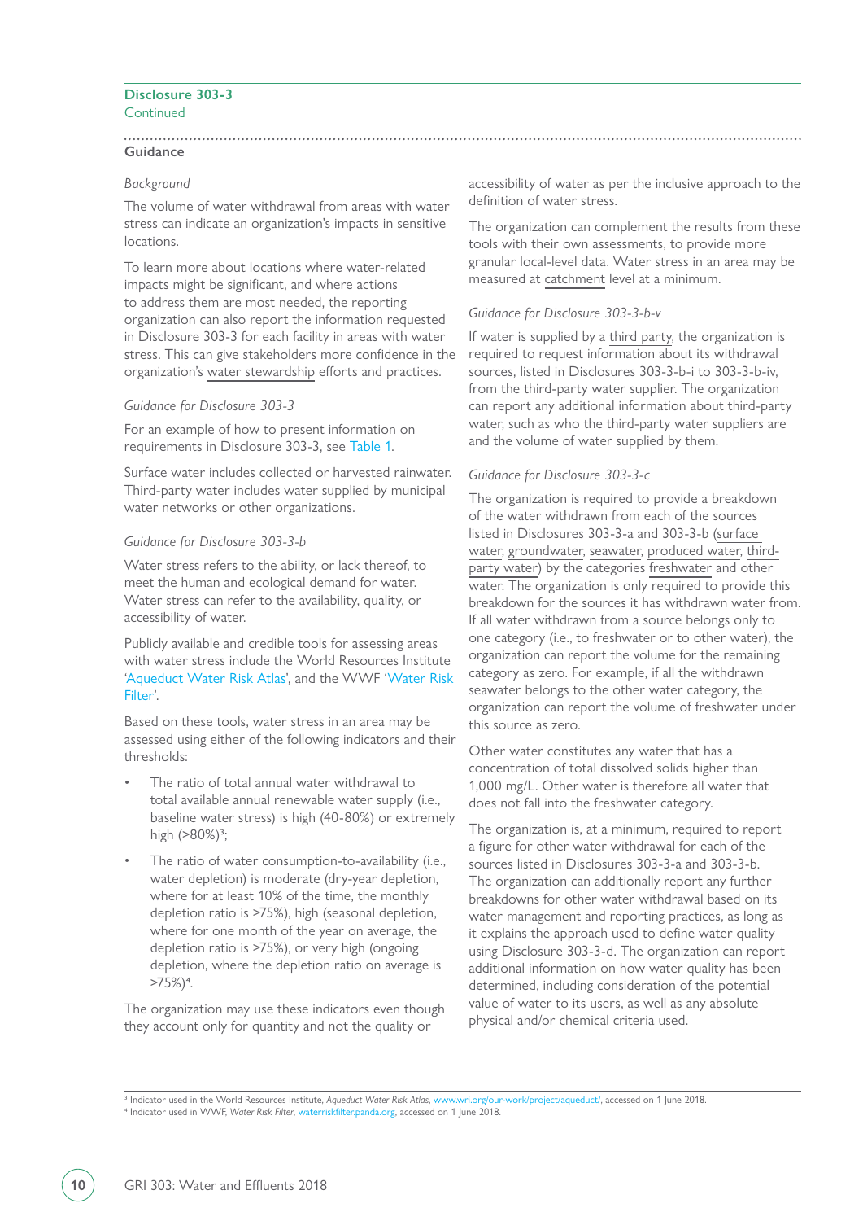**Disclosure 303-3**
Continued

## Guidance

*Background*

The volume of water withdrawal from areas with water stress can indicate an organization's impacts in sensitive locations.

To learn more about locations where water-related impacts might be significant, and where actions to address them are most needed, the reporting organization can also report the information requested in Disclosure 303-3 for each facility in areas with water stress. This can give stakeholders more confidence in the organization's water stewardship efforts and practices.

*Guidance for Disclosure 303-3*

For an example of how to present information on requirements in Disclosure 303-3, see Table 1.

Surface water includes collected or harvested rainwater. Third-party water includes water supplied by municipal water networks or other organizations.

*Guidance for Disclosure 303-3-b*

Water stress refers to the ability, or lack thereof, to meet the human and ecological demand for water. Water stress can refer to the availability, quality, or accessibility of water.

Publicly available and credible tools for assessing areas with water stress include the World Resources Institute 'Aqueduct Water Risk Atlas', and the WWF 'Water Risk Filter'.

Based on these tools, water stress in an area may be assessed using either of the following indicators and their thresholds:

- The ratio of total annual water withdrawal to total available annual renewable water supply (i.e., baseline water stress) is high (40-80%) or extremely high (>80%)[3];
- The ratio of water consumption-to-availability (i.e., water depletion) is moderate (dry-year depletion, where for at least 10% of the time, the monthly depletion ratio is >75%), high (seasonal depletion, where for one month of the year on average, the depletion ratio is >75%), or very high (ongoing depletion, where the depletion ratio on average is >75%)[4].

The organization may use these indicators even though they account only for quantity and not the quality or accessibility of water as per the inclusive approach to the definition of water stress.

The organization can complement the results from these tools with their own assessments, to provide more granular local-level data. Water stress in an area may be measured at catchment level at a minimum.

*Guidance for Disclosure 303-3-b-v*

If water is supplied by a third party, the organization is required to request information about its withdrawal sources, listed in Disclosures 303-3-b-i to 303-3-b-iv, from the third-party water supplier. The organization can report any additional information about third-party water, such as who the third-party water suppliers are and the volume of water supplied by them.

*Guidance for Disclosure 303-3-c*

The organization is required to provide a breakdown of the water withdrawn from each of the sources listed in Disclosures 303-3-a and 303-3-b (surface water, groundwater, seawater, produced water, third-party water) by the categories freshwater and other water. The organization is only required to provide this breakdown for the sources it has withdrawn water from. If all water withdrawn from a source belongs only to one category (i.e., to freshwater or to other water), the organization can report the volume for the remaining category as zero. For example, if all the withdrawn seawater belongs to the other water category, the organization can report the volume of freshwater under this source as zero.

Other water constitutes any water that has a concentration of total dissolved solids higher than 1,000 mg/L. Other water is therefore all water that does not fall into the freshwater category.

The organization is, at a minimum, required to report a figure for other water withdrawal for each of the sources listed in Disclosures 303-3-a and 303-3-b. The organization can additionally report any further breakdowns for other water withdrawal based on its water management and reporting practices, as long as it explains the approach used to define water quality using Disclosure 303-3-d. The organization can report additional information on how water quality has been determined, including consideration of the potential value of water to its users, as well as any absolute physical and/or chemical criteria used.

---

[3] Indicator used in the World Resources Institute, *Aqueduct Water Risk Atlas*, www.wri.org/our-work/project/aqueduct/, accessed on 1 June 2018.
[4] Indicator used in WWF, *Water Risk Filter*, waterriskfilter.panda.org, accessed on 1 June 2018.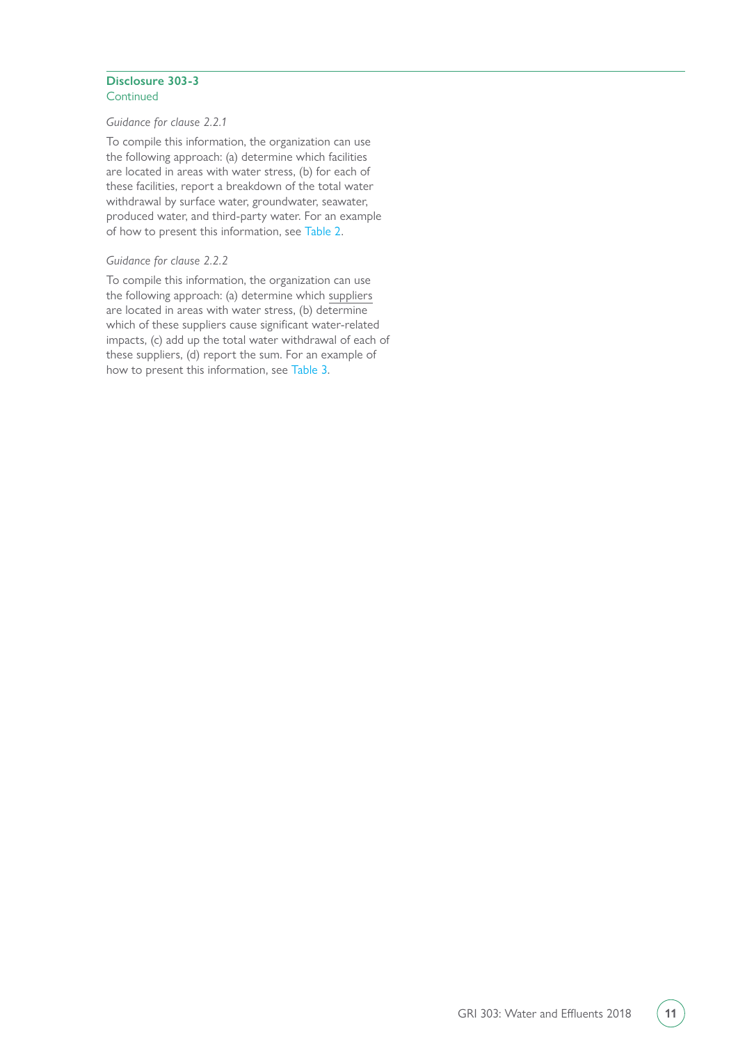**Disclosure 303-3**
Continued

*Guidance for clause 2.2.1*

To compile this information, the organization can use the following approach: (a) determine which facilities are located in areas with water stress, (b) for each of these facilities, report a breakdown of the total water withdrawal by surface water, groundwater, seawater, produced water, and third-party water. For an example of how to present this information, see Table 2.

*Guidance for clause 2.2.2*

To compile this information, the organization can use the following approach: (a) determine which suppliers are located in areas with water stress, (b) determine which of these suppliers cause significant water-related impacts, (c) add up the total water withdrawal of each of these suppliers, (d) report the sum. For an example of how to present this information, see Table 3.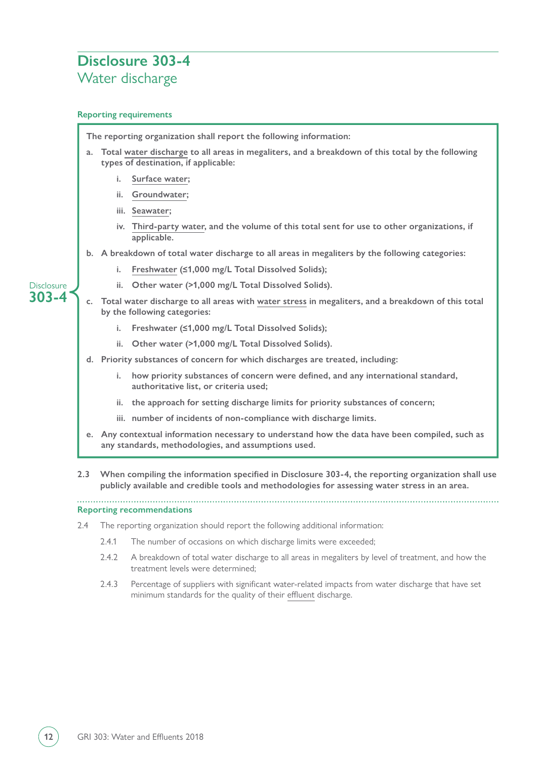# Disclosure 303-4
## Water discharge

### Reporting requirements

Disclosure 303-4

**The reporting organization shall report the following information:**

**a. Total water discharge to all areas in megaliters, and a breakdown of this total by the following types of destination, if applicable:**

- **i. Surface water;**
- **ii. Groundwater;**
- **iii. Seawater;**
- **iv. Third-party water, and the volume of this total sent for use to other organizations, if applicable.**

**b. A breakdown of total water discharge to all areas in megaliters by the following categories:**

- **i. Freshwater (≤1,000 mg/L Total Dissolved Solids);**
- **ii. Other water (>1,000 mg/L Total Dissolved Solids).**

**c. Total water discharge to all areas with water stress in megaliters, and a breakdown of this total by the following categories:**

- **i. Freshwater (≤1,000 mg/L Total Dissolved Solids);**
- **ii. Other water (>1,000 mg/L Total Dissolved Solids).**

**d. Priority substances of concern for which discharges are treated, including:**

- **i. how priority substances of concern were defined, and any international standard, authoritative list, or criteria used;**
- **ii. the approach for setting discharge limits for priority substances of concern;**
- **iii. number of incidents of non-compliance with discharge limits.**

**e. Any contextual information necessary to understand how the data have been compiled, such as any standards, methodologies, and assumptions used.**

**2.3 When compiling the information specified in Disclosure 303-4, the reporting organization shall use publicly available and credible tools and methodologies for assessing water stress in an area.**

### Reporting recommendations

2.4 The reporting organization should report the following additional information:

- 2.4.1 The number of occasions on which discharge limits were exceeded;
- 2.4.2 A breakdown of total water discharge to all areas in megaliters by level of treatment, and how the treatment levels were determined;
- 2.4.3 Percentage of suppliers with significant water-related impacts from water discharge that have set minimum standards for the quality of their effluent discharge.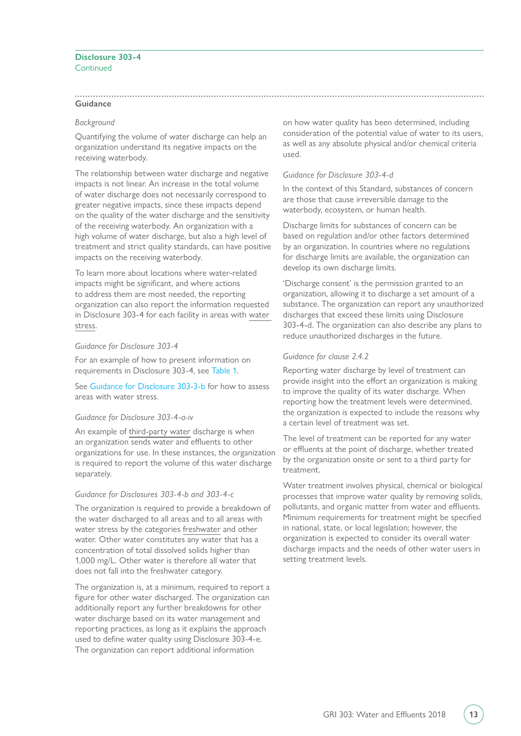## Disclosure 303-4

Continued

### Guidance

*Background*

Quantifying the volume of water discharge can help an organization understand its negative impacts on the receiving waterbody.

The relationship between water discharge and negative impacts is not linear. An increase in the total volume of water discharge does not necessarily correspond to greater negative impacts, since these impacts depend on the quality of the water discharge and the sensitivity of the receiving waterbody. An organization with a high volume of water discharge, but also a high level of treatment and strict quality standards, can have positive impacts on the receiving waterbody.

To learn more about locations where water-related impacts might be significant, and where actions to address them are most needed, the reporting organization can also report the information requested in Disclosure 303-4 for each facility in areas with water stress.

*Guidance for Disclosure 303-4*

For an example of how to present information on requirements in Disclosure 303-4, see Table 1.

See Guidance for Disclosure 303-3-b for how to assess areas with water stress.

*Guidance for Disclosure 303-4-a-iv*

An example of third-party water discharge is when an organization sends water and effluents to other organizations for use. In these instances, the organization is required to report the volume of this water discharge separately.

*Guidance for Disclosures 303-4-b and 303-4-c*

The organization is required to provide a breakdown of the water discharged to all areas and to all areas with water stress by the categories freshwater and other water. Other water constitutes any water that has a concentration of total dissolved solids higher than 1,000 mg/L. Other water is therefore all water that does not fall into the freshwater category.

The organization is, at a minimum, required to report a figure for other water discharged. The organization can additionally report any further breakdowns for other water discharge based on its water management and reporting practices, as long as it explains the approach used to define water quality using Disclosure 303-4-e. The organization can report additional information on how water quality has been determined, including consideration of the potential value of water to its users, as well as any absolute physical and/or chemical criteria used.

*Guidance for Disclosure 303-4-d*

In the context of this Standard, substances of concern are those that cause irreversible damage to the waterbody, ecosystem, or human health.

Discharge limits for substances of concern can be based on regulation and/or other factors determined by an organization. In countries where no regulations for discharge limits are available, the organization can develop its own discharge limits.

'Discharge consent' is the permission granted to an organization, allowing it to discharge a set amount of a substance. The organization can report any unauthorized discharges that exceed these limits using Disclosure 303-4-d. The organization can also describe any plans to reduce unauthorized discharges in the future.

*Guidance for clause 2.4.2*

Reporting water discharge by level of treatment can provide insight into the effort an organization is making to improve the quality of its water discharge. When reporting how the treatment levels were determined, the organization is expected to include the reasons why a certain level of treatment was set.

The level of treatment can be reported for any water or effluents at the point of discharge, whether treated by the organization onsite or sent to a third party for treatment.

Water treatment involves physical, chemical or biological processes that improve water quality by removing solids, pollutants, and organic matter from water and effluents. Minimum requirements for treatment might be specified in national, state, or local legislation; however, the organization is expected to consider its overall water discharge impacts and the needs of other water users in setting treatment levels.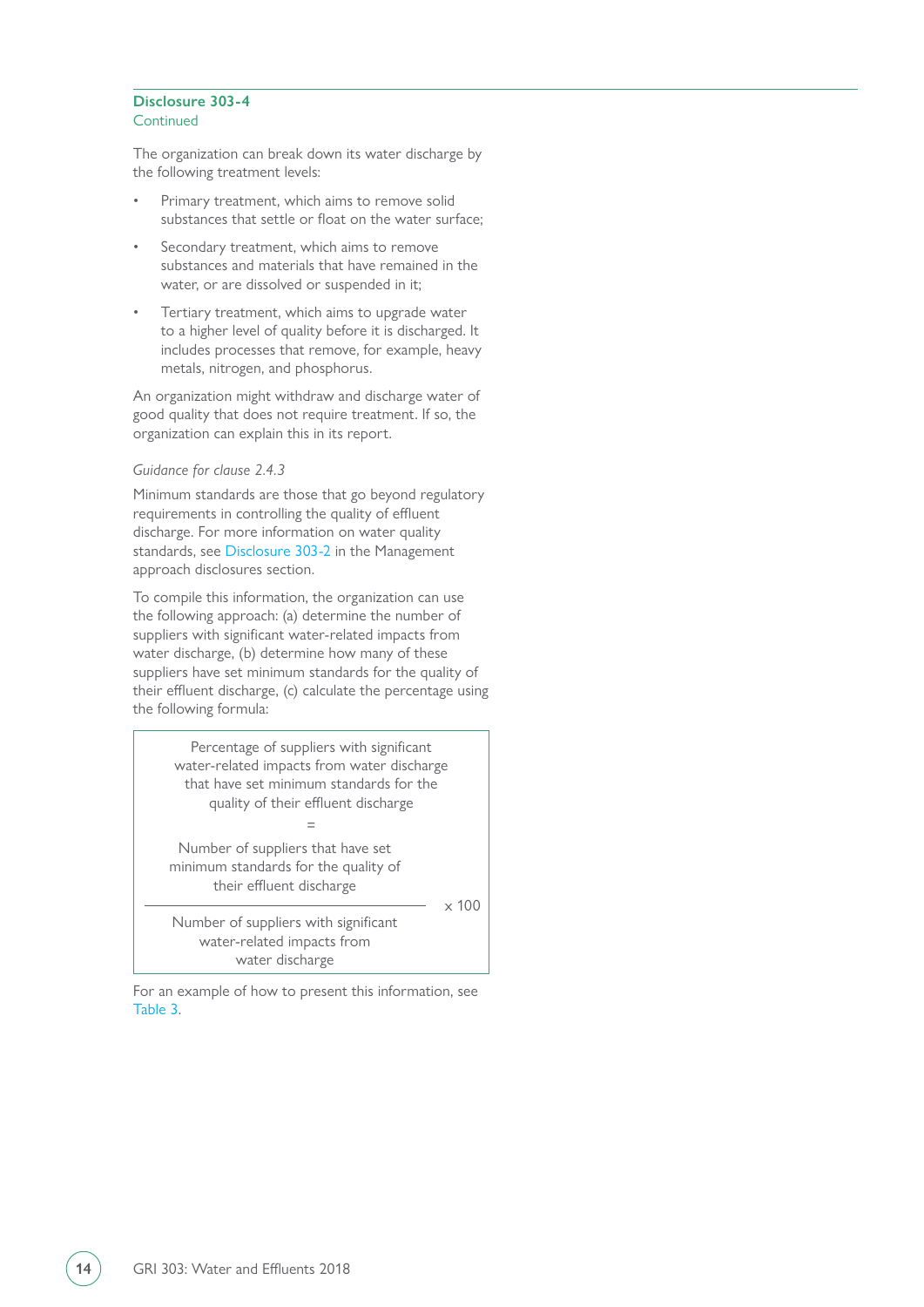## Disclosure 303-4

Continued

The organization can break down its water discharge by the following treatment levels:

- Primary treatment, which aims to remove solid substances that settle or float on the water surface;
- Secondary treatment, which aims to remove substances and materials that have remained in the water, or are dissolved or suspended in it;
- Tertiary treatment, which aims to upgrade water to a higher level of quality before it is discharged. It includes processes that remove, for example, heavy metals, nitrogen, and phosphorus.

An organization might withdraw and discharge water of good quality that does not require treatment. If so, the organization can explain this in its report.

*Guidance for clause 2.4.3*

Minimum standards are those that go beyond regulatory requirements in controlling the quality of effluent discharge. For more information on water quality standards, see Disclosure 303-2 in the Management approach disclosures section.

To compile this information, the organization can use the following approach: (a) determine the number of suppliers with significant water-related impacts from water discharge, (b) determine how many of these suppliers have set minimum standards for the quality of their effluent discharge, (c) calculate the percentage using the following formula:

$$\text{Percentage of suppliers with significant water-related impacts from water discharge that have set minimum standards for the quality of their effluent discharge} = \frac{\text{Number of suppliers that have set minimum standards for the quality of their effluent discharge}}{\text{Number of suppliers with significant water-related impacts from water discharge}} \times 100$$

For an example of how to present this information, see Table 3.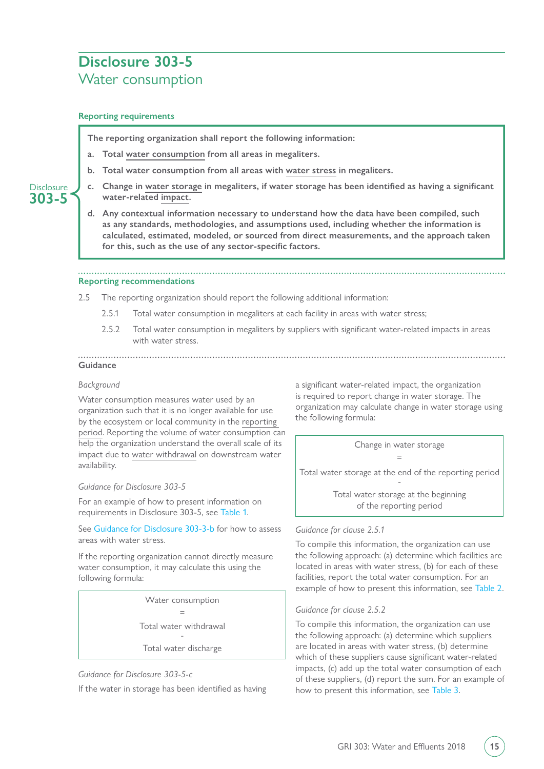# Disclosure 303-5

## Water consumption

### Reporting requirements

**Disclosure 303-5**

**The reporting organization shall report the following information:**

**a. Total water consumption from all areas in megaliters.**

**b. Total water consumption from all areas with water stress in megaliters.**

**c. Change in water storage in megaliters, if water storage has been identified as having a significant water-related impact.**

**d. Any contextual information necessary to understand how the data have been compiled, such as any standards, methodologies, and assumptions used, including whether the information is calculated, estimated, modeled, or sourced from direct measurements, and the approach taken for this, such as the use of any sector-specific factors.**

### Reporting recommendations

2.5 The reporting organization should report the following additional information:

- 2.5.1 Total water consumption in megaliters at each facility in areas with water stress;
- 2.5.2 Total water consumption in megaliters by suppliers with significant water-related impacts in areas with water stress.

### Guidance

*Background*

Water consumption measures water used by an organization such that it is no longer available for use by the ecosystem or local community in the reporting period. Reporting the volume of water consumption can help the organization understand the overall scale of its impact due to water withdrawal on downstream water availability.

*Guidance for Disclosure 303-5*

For an example of how to present information on requirements in Disclosure 303-5, see Table 1.

See Guidance for Disclosure 303-3-b for how to assess areas with water stress.

If the reporting organization cannot directly measure water consumption, it may calculate this using the following formula:

$$\text{Water consumption} = \text{Total water withdrawal} - \text{Total water discharge}$$

*Guidance for Disclosure 303-5-c*

If the water in storage has been identified as having a significant water-related impact, the organization is required to report change in water storage. The organization may calculate change in water storage using the following formula:

$$\text{Change in water storage} = \text{Total water storage at the end of the reporting period} - \text{Total water storage at the beginning of the reporting period}$$

*Guidance for clause 2.5.1*

To compile this information, the organization can use the following approach: (a) determine which facilities are located in areas with water stress, (b) for each of these facilities, report the total water consumption. For an example of how to present this information, see Table 2.

*Guidance for clause 2.5.2*

To compile this information, the organization can use the following approach: (a) determine which suppliers are located in areas with water stress, (b) determine which of these suppliers cause significant water-related impacts, (c) add up the total water consumption of each of these suppliers, (d) report the sum. For an example of how to present this information, see Table 3.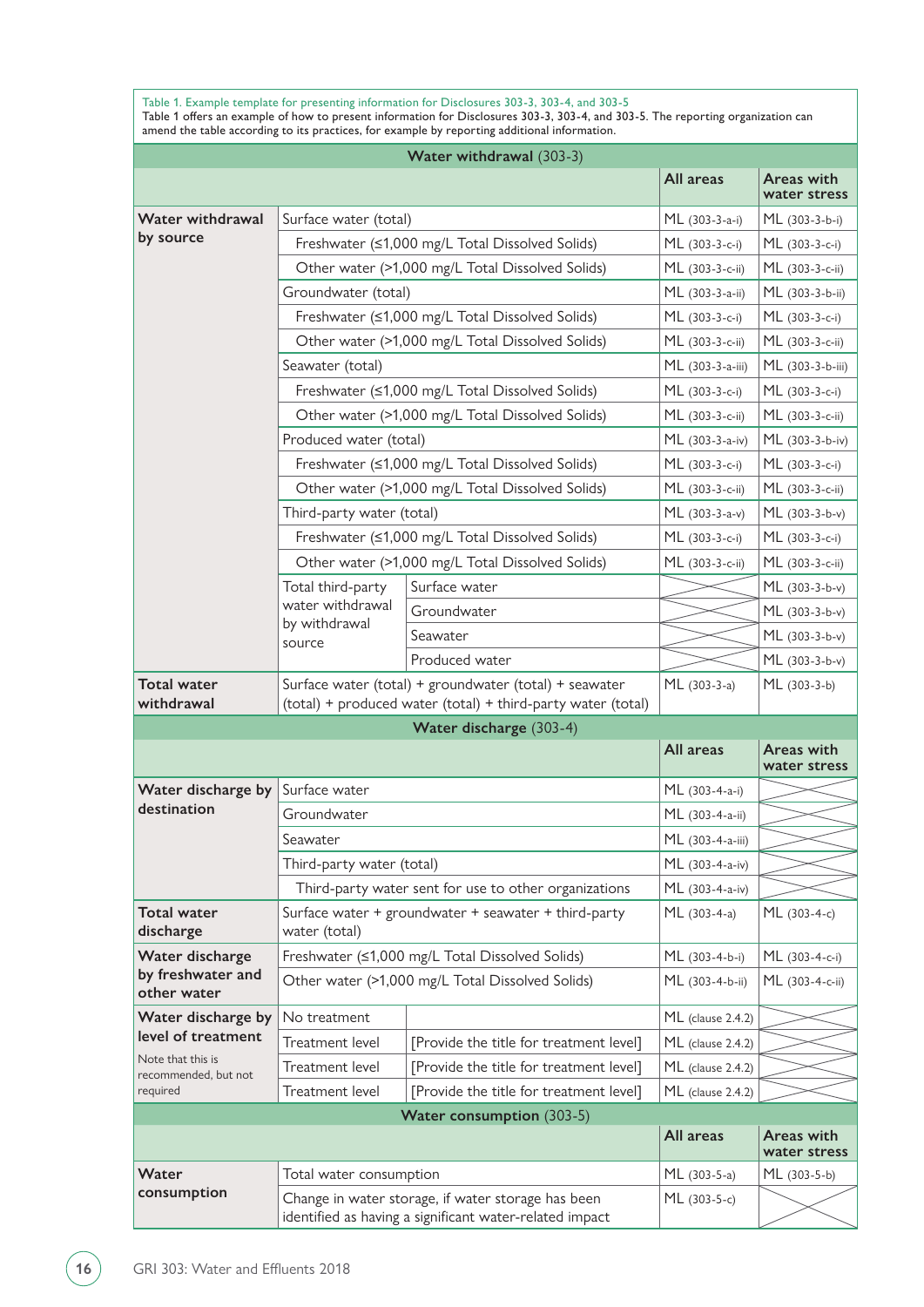Table 1. Example template for presenting information for Disclosures 303-3, 303-4, and 303-5

Table 1 offers an example of how to present information for Disclosures 303-3, 303-4, and 303-5. The reporting organization can amend the table according to its practices, for example by reporting additional information.

| **Water withdrawal** (303-3) | | | | |
|---|---|---|---|---|
| | | | **All areas** | **Areas with water stress** |
| **Water withdrawal by source** | Surface water (total) | | ML (303-3-a-i) | ML (303-3-b-i) |
| | Freshwater (≤1,000 mg/L Total Dissolved Solids) | | ML (303-3-c-i) | ML (303-3-c-i) |
| | Other water (>1,000 mg/L Total Dissolved Solids) | | ML (303-3-c-ii) | ML (303-3-c-ii) |
| | Groundwater (total) | | ML (303-3-a-ii) | ML (303-3-b-ii) |
| | Freshwater (≤1,000 mg/L Total Dissolved Solids) | | ML (303-3-c-i) | ML (303-3-c-i) |
| | Other water (>1,000 mg/L Total Dissolved Solids) | | ML (303-3-c-ii) | ML (303-3-c-ii) |
| | Seawater (total) | | ML (303-3-a-iii) | ML (303-3-b-iii) |
| | Freshwater (≤1,000 mg/L Total Dissolved Solids) | | ML (303-3-c-i) | ML (303-3-c-i) |
| | Other water (>1,000 mg/L Total Dissolved Solids) | | ML (303-3-c-ii) | ML (303-3-c-ii) |
| | Produced water (total) | | ML (303-3-a-iv) | ML (303-3-b-iv) |
| | Freshwater (≤1,000 mg/L Total Dissolved Solids) | | ML (303-3-c-i) | ML (303-3-c-i) |
| | Other water (>1,000 mg/L Total Dissolved Solids) | | ML (303-3-c-ii) | ML (303-3-c-ii) |
| | Third-party water (total) | | ML (303-3-a-v) | ML (303-3-b-v) |
| | Freshwater (≤1,000 mg/L Total Dissolved Solids) | | ML (303-3-c-i) | ML (303-3-c-i) |
| | Other water (>1,000 mg/L Total Dissolved Solids) | | ML (303-3-c-ii) | ML (303-3-c-ii) |
| | Total third-party water withdrawal by withdrawal source | Surface water | | ML (303-3-b-v) |
| | | Groundwater | | ML (303-3-b-v) |
| | | Seawater | | ML (303-3-b-v) |
| | | Produced water | | ML (303-3-b-v) |
| **Total water withdrawal** | Surface water (total) + groundwater (total) + seawater (total) + produced water (total) + third-party water (total) | | ML (303-3-a) | ML (303-3-b) |
| **Water discharge** (303-4) | | | | |
| | | | **All areas** | **Areas with water stress** |
| **Water discharge by destination** | Surface water | | ML (303-4-a-i) | |
| | Groundwater | | ML (303-4-a-ii) | |
| | Seawater | | ML (303-4-a-iii) | |
| | Third-party water (total) | | ML (303-4-a-iv) | |
| | Third-party water sent for use to other organizations | | ML (303-4-a-iv) | |
| **Total water discharge** | Surface water + groundwater + seawater + third-party water (total) | | ML (303-4-a) | ML (303-4-c) |
| **Water discharge by freshwater and other water** | Freshwater (≤1,000 mg/L Total Dissolved Solids) | | ML (303-4-b-i) | ML (303-4-c-i) |
| | Other water (>1,000 mg/L Total Dissolved Solids) | | ML (303-4-b-ii) | ML (303-4-c-ii) |
| **Water discharge by level of treatment** Note that this is recommended, but not required | No treatment | | ML (clause 2.4.2) | |
| | Treatment level | [Provide the title for treatment level] | ML (clause 2.4.2) | |
| | Treatment level | [Provide the title for treatment level] | ML (clause 2.4.2) | |
| | Treatment level | [Provide the title for treatment level] | ML (clause 2.4.2) | |
| **Water consumption** (303-5) | | | | |
| | | | **All areas** | **Areas with water stress** |
| **Water consumption** | Total water consumption | | ML (303-5-a) | ML (303-5-b) |
| | Change in water storage, if water storage has been identified as having a significant water-related impact | | ML (303-5-c) | |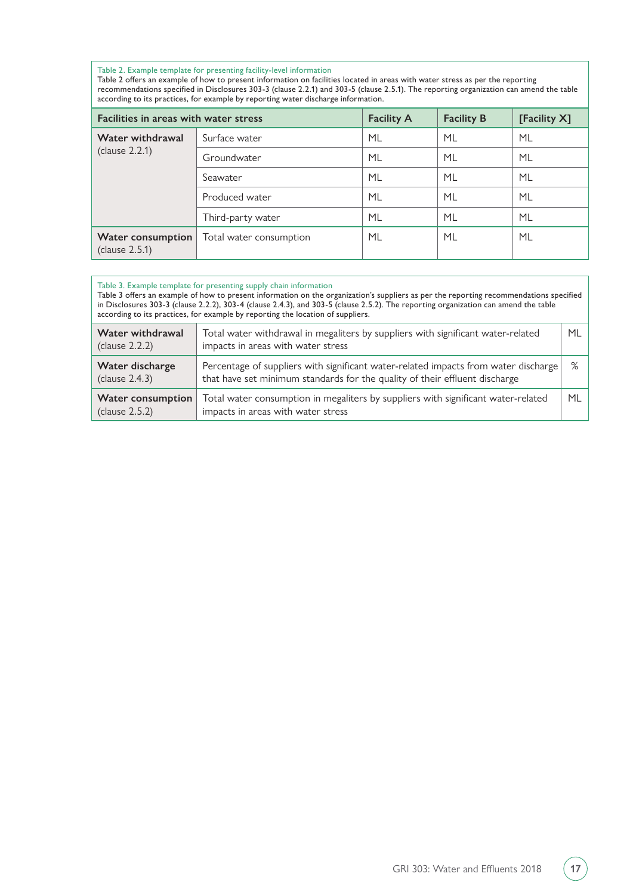Table 2. Example template for presenting facility-level information

Table 2 offers an example of how to present information on facilities located in areas with water stress as per the reporting recommendations specified in Disclosures 303-3 (clause 2.2.1) and 303-5 (clause 2.5.1). The reporting organization can amend the table according to its practices, for example by reporting water discharge information.

| Facilities in areas with water stress | | Facility A | Facility B | [Facility X] |
|---|---|---|---|---|
| **Water withdrawal** (clause 2.2.1) | Surface water | ML | ML | ML |
| | Groundwater | ML | ML | ML |
| | Seawater | ML | ML | ML |
| | Produced water | ML | ML | ML |
| | Third-party water | ML | ML | ML |
| **Water consumption** (clause 2.5.1) | Total water consumption | ML | ML | ML |

Table 3. Example template for presenting supply chain information

Table 3 offers an example of how to present information on the organization's suppliers as per the reporting recommendations specified in Disclosures 303-3 (clause 2.2.2), 303-4 (clause 2.4.3), and 303-5 (clause 2.5.2). The reporting organization can amend the table according to its practices, for example by reporting the location of suppliers.

| | | |
|---|---|---|
| **Water withdrawal** (clause 2.2.2) | Total water withdrawal in megaliters by suppliers with significant water-related impacts in areas with water stress | ML |
| **Water discharge** (clause 2.4.3) | Percentage of suppliers with significant water-related impacts from water discharge that have set minimum standards for the quality of their effluent discharge | % |
| **Water consumption** (clause 2.5.2) | Total water consumption in megaliters by suppliers with significant water-related impacts in areas with water stress | ML |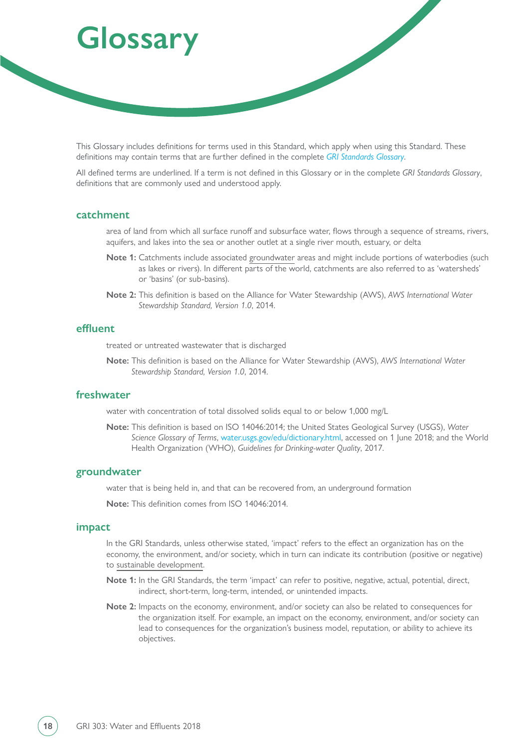# Glossary

This Glossary includes definitions for terms used in this Standard, which apply when using this Standard. These definitions may contain terms that are further defined in the complete *GRI Standards Glossary*.

All defined terms are underlined. If a term is not defined in this Glossary or in the complete *GRI Standards Glossary*, definitions that are commonly used and understood apply.

## catchment

area of land from which all surface runoff and subsurface water, flows through a sequence of streams, rivers, aquifers, and lakes into the sea or another outlet at a single river mouth, estuary, or delta

**Note 1:** Catchments include associated groundwater areas and might include portions of waterbodies (such as lakes or rivers). In different parts of the world, catchments are also referred to as 'watersheds' or 'basins' (or sub-basins).

**Note 2:** This definition is based on the Alliance for Water Stewardship (AWS), *AWS International Water Stewardship Standard, Version 1.0*, 2014.

## effluent

treated or untreated wastewater that is discharged

**Note:** This definition is based on the Alliance for Water Stewardship (AWS), *AWS International Water Stewardship Standard, Version 1.0*, 2014.

## freshwater

water with concentration of total dissolved solids equal to or below 1,000 mg/L

**Note:** This definition is based on ISO 14046:2014; the United States Geological Survey (USGS), *Water Science Glossary of Terms*, water.usgs.gov/edu/dictionary.html, accessed on 1 June 2018; and the World Health Organization (WHO), *Guidelines for Drinking-water Quality*, 2017.

## groundwater

water that is being held in, and that can be recovered from, an underground formation

**Note:** This definition comes from ISO 14046:2014.

## impact

In the GRI Standards, unless otherwise stated, 'impact' refers to the effect an organization has on the economy, the environment, and/or society, which in turn can indicate its contribution (positive or negative) to sustainable development.

**Note 1:** In the GRI Standards, the term 'impact' can refer to positive, negative, actual, potential, direct, indirect, short-term, long-term, intended, or unintended impacts.

**Note 2:** Impacts on the economy, environment, and/or society can also be related to consequences for the organization itself. For example, an impact on the economy, environment, and/or society can lead to consequences for the organization's business model, reputation, or ability to achieve its objectives.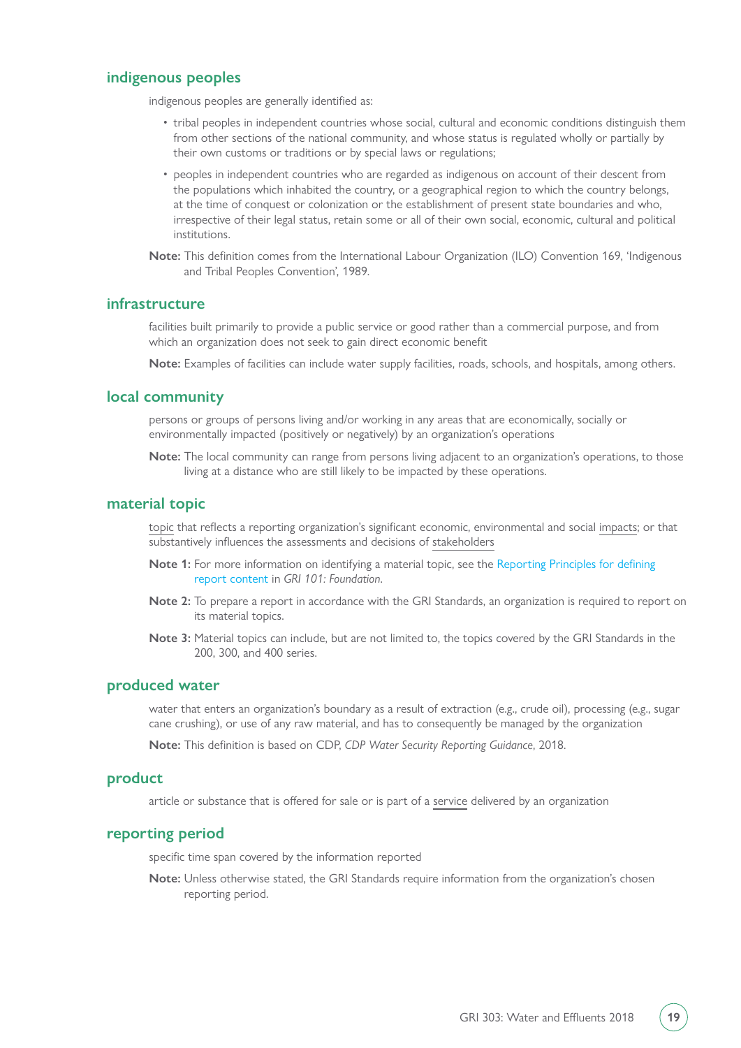## indigenous peoples

indigenous peoples are generally identified as:

- tribal peoples in independent countries whose social, cultural and economic conditions distinguish them from other sections of the national community, and whose status is regulated wholly or partially by their own customs or traditions or by special laws or regulations;
- peoples in independent countries who are regarded as indigenous on account of their descent from the populations which inhabited the country, or a geographical region to which the country belongs, at the time of conquest or colonization or the establishment of present state boundaries and who, irrespective of their legal status, retain some or all of their own social, economic, cultural and political institutions.

**Note:** This definition comes from the International Labour Organization (ILO) Convention 169, 'Indigenous and Tribal Peoples Convention', 1989.

## infrastructure

facilities built primarily to provide a public service or good rather than a commercial purpose, and from which an organization does not seek to gain direct economic benefit

**Note:** Examples of facilities can include water supply facilities, roads, schools, and hospitals, among others.

## local community

persons or groups of persons living and/or working in any areas that are economically, socially or environmentally impacted (positively or negatively) by an organization's operations

**Note:** The local community can range from persons living adjacent to an organization's operations, to those living at a distance who are still likely to be impacted by these operations.

## material topic

topic that reflects a reporting organization's significant economic, environmental and social impacts; or that substantively influences the assessments and decisions of stakeholders

**Note 1:** For more information on identifying a material topic, see the Reporting Principles for defining report content in *GRI 101: Foundation*.

**Note 2:** To prepare a report in accordance with the GRI Standards, an organization is required to report on its material topics.

**Note 3:** Material topics can include, but are not limited to, the topics covered by the GRI Standards in the 200, 300, and 400 series.

## produced water

water that enters an organization's boundary as a result of extraction (e.g., crude oil), processing (e.g., sugar cane crushing), or use of any raw material, and has to consequently be managed by the organization

**Note:** This definition is based on CDP, *CDP Water Security Reporting Guidance*, 2018.

## product

article or substance that is offered for sale or is part of a service delivered by an organization

## reporting period

specific time span covered by the information reported

**Note:** Unless otherwise stated, the GRI Standards require information from the organization's chosen reporting period.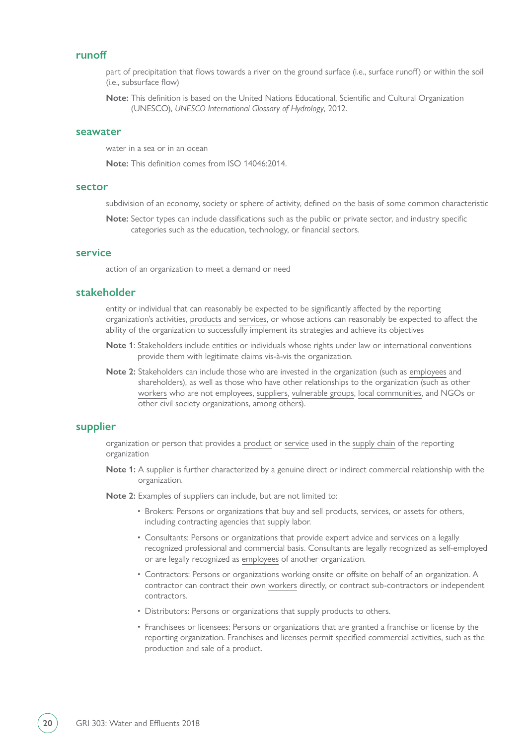### runoff

part of precipitation that flows towards a river on the ground surface (i.e., surface runoff) or within the soil (i.e., subsurface flow)

**Note:** This definition is based on the United Nations Educational, Scientific and Cultural Organization (UNESCO), *UNESCO International Glossary of Hydrology*, 2012.

### seawater

water in a sea or in an ocean

**Note:** This definition comes from ISO 14046:2014.

### sector

subdivision of an economy, society or sphere of activity, defined on the basis of some common characteristic

**Note:** Sector types can include classifications such as the public or private sector, and industry specific categories such as the education, technology, or financial sectors.

### service

action of an organization to meet a demand or need

### stakeholder

entity or individual that can reasonably be expected to be significantly affected by the reporting organization's activities, products and services, or whose actions can reasonably be expected to affect the ability of the organization to successfully implement its strategies and achieve its objectives

**Note 1**: Stakeholders include entities or individuals whose rights under law or international conventions provide them with legitimate claims vis-à-vis the organization.

**Note 2:** Stakeholders can include those who are invested in the organization (such as employees and shareholders), as well as those who have other relationships to the organization (such as other workers who are not employees, suppliers, vulnerable groups, local communities, and NGOs or other civil society organizations, among others).

### supplier

organization or person that provides a product or service used in the supply chain of the reporting organization

**Note 1:** A supplier is further characterized by a genuine direct or indirect commercial relationship with the organization.

**Note 2:** Examples of suppliers can include, but are not limited to:

- Brokers: Persons or organizations that buy and sell products, services, or assets for others, including contracting agencies that supply labor.
- Consultants: Persons or organizations that provide expert advice and services on a legally recognized professional and commercial basis. Consultants are legally recognized as self-employed or are legally recognized as employees of another organization.
- Contractors: Persons or organizations working onsite or offsite on behalf of an organization. A contractor can contract their own workers directly, or contract sub-contractors or independent contractors.
- Distributors: Persons or organizations that supply products to others.
- Franchisees or licensees: Persons or organizations that are granted a franchise or license by the reporting organization. Franchises and licenses permit specified commercial activities, such as the production and sale of a product.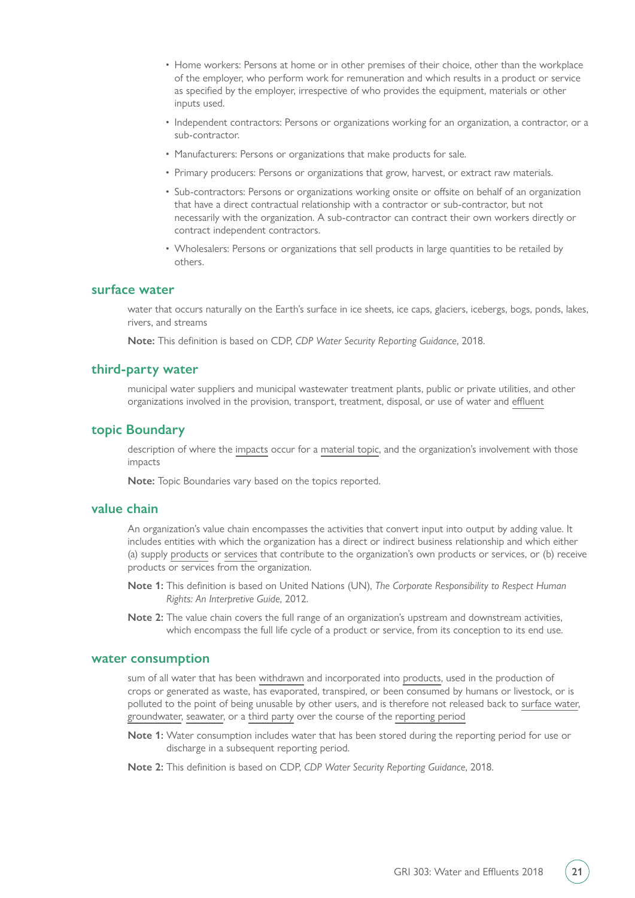- Home workers: Persons at home or in other premises of their choice, other than the workplace of the employer, who perform work for remuneration and which results in a product or service as specified by the employer, irrespective of who provides the equipment, materials or other inputs used.
- Independent contractors: Persons or organizations working for an organization, a contractor, or a sub-contractor.
- Manufacturers: Persons or organizations that make products for sale.
- Primary producers: Persons or organizations that grow, harvest, or extract raw materials.
- Sub-contractors: Persons or organizations working onsite or offsite on behalf of an organization that have a direct contractual relationship with a contractor or sub-contractor, but not necessarily with the organization. A sub-contractor can contract their own workers directly or contract independent contractors.
- Wholesalers: Persons or organizations that sell products in large quantities to be retailed by others.

## surface water

water that occurs naturally on the Earth's surface in ice sheets, ice caps, glaciers, icebergs, bogs, ponds, lakes, rivers, and streams

**Note:** This definition is based on CDP, *CDP Water Security Reporting Guidance*, 2018.

## third-party water

municipal water suppliers and municipal wastewater treatment plants, public or private utilities, and other organizations involved in the provision, transport, treatment, disposal, or use of water and effluent

## topic Boundary

description of where the impacts occur for a material topic, and the organization's involvement with those impacts

**Note:** Topic Boundaries vary based on the topics reported.

## value chain

An organization's value chain encompasses the activities that convert input into output by adding value. It includes entities with which the organization has a direct or indirect business relationship and which either (a) supply products or services that contribute to the organization's own products or services, or (b) receive products or services from the organization.

**Note 1:** This definition is based on United Nations (UN), *The Corporate Responsibility to Respect Human Rights: An Interpretive Guide*, 2012.

**Note 2:** The value chain covers the full range of an organization's upstream and downstream activities, which encompass the full life cycle of a product or service, from its conception to its end use.

## water consumption

sum of all water that has been withdrawn and incorporated into products, used in the production of crops or generated as waste, has evaporated, transpired, or been consumed by humans or livestock, or is polluted to the point of being unusable by other users, and is therefore not released back to surface water, groundwater, seawater, or a third party over the course of the reporting period

**Note 1:** Water consumption includes water that has been stored during the reporting period for use or discharge in a subsequent reporting period.

**Note 2:** This definition is based on CDP, *CDP Water Security Reporting Guidance*, 2018.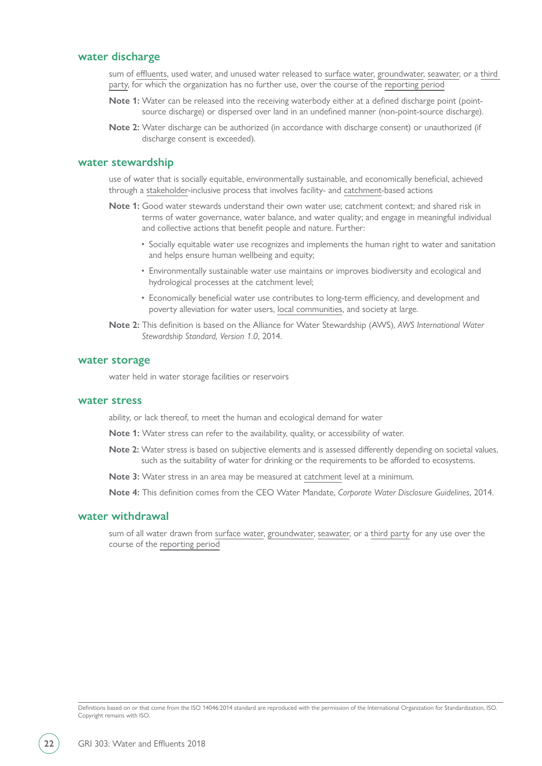## water discharge

sum of effluents, used water, and unused water released to surface water, groundwater, seawater, or a third party, for which the organization has no further use, over the course of the reporting period

**Note 1:** Water can be released into the receiving waterbody either at a defined discharge point (point-source discharge) or dispersed over land in an undefined manner (non-point-source discharge).

**Note 2:** Water discharge can be authorized (in accordance with discharge consent) or unauthorized (if discharge consent is exceeded).

## water stewardship

use of water that is socially equitable, environmentally sustainable, and economically beneficial, achieved through a stakeholder-inclusive process that involves facility- and catchment-based actions

**Note 1:** Good water stewards understand their own water use; catchment context; and shared risk in terms of water governance, water balance, and water quality; and engage in meaningful individual and collective actions that benefit people and nature. Further:

- Socially equitable water use recognizes and implements the human right to water and sanitation and helps ensure human wellbeing and equity;
- Environmentally sustainable water use maintains or improves biodiversity and ecological and hydrological processes at the catchment level;
- Economically beneficial water use contributes to long-term efficiency, and development and poverty alleviation for water users, local communities, and society at large.

**Note 2:** This definition is based on the Alliance for Water Stewardship (AWS), *AWS International Water Stewardship Standard, Version 1.0*, 2014.

## water storage

water held in water storage facilities or reservoirs

## water stress

ability, or lack thereof, to meet the human and ecological demand for water

**Note 1:** Water stress can refer to the availability, quality, or accessibility of water.

**Note 2:** Water stress is based on subjective elements and is assessed differently depending on societal values, such as the suitability of water for drinking or the requirements to be afforded to ecosystems.

**Note 3:** Water stress in an area may be measured at catchment level at a minimum.

**Note 4:** This definition comes from the CEO Water Mandate, *Corporate Water Disclosure Guidelines*, 2014.

## water withdrawal

sum of all water drawn from surface water, groundwater, seawater, or a third party for any use over the course of the reporting period

Definitions based on or that come from the ISO 14046:2014 standard are reproduced with the permission of the International Organization for Standardization, ISO. Copyright remains with ISO.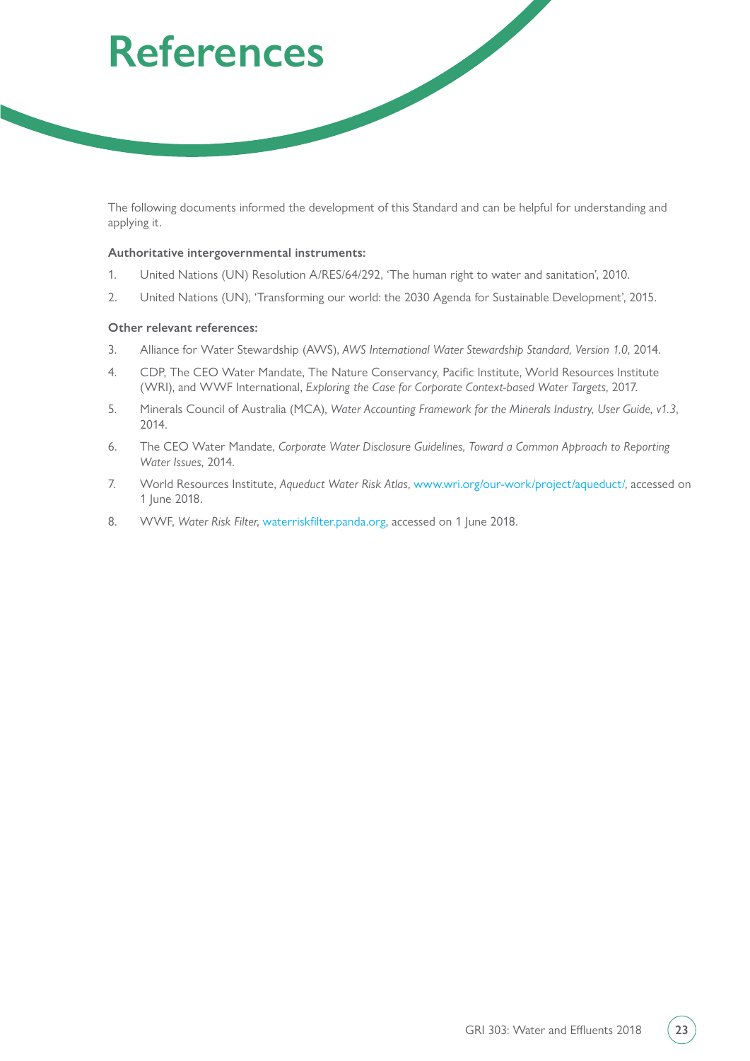# References

The following documents informed the development of this Standard and can be helpful for understanding and applying it.

**Authoritative intergovernmental instruments:**

1. United Nations (UN) Resolution A/RES/64/292, 'The human right to water and sanitation', 2010.
2. United Nations (UN), 'Transforming our world: the 2030 Agenda for Sustainable Development', 2015.

**Other relevant references:**

3. Alliance for Water Stewardship (AWS), *AWS International Water Stewardship Standard, Version 1.0*, 2014.
4. CDP, The CEO Water Mandate, The Nature Conservancy, Pacific Institute, World Resources Institute (WRI), and WWF International, *Exploring the Case for Corporate Context-based Water Targets*, 2017.
5. Minerals Council of Australia (MCA), *Water Accounting Framework for the Minerals Industry, User Guide, v1.3*, 2014.
6. The CEO Water Mandate, *Corporate Water Disclosure Guidelines, Toward a Common Approach to Reporting Water Issues*, 2014.
7. World Resources Institute, *Aqueduct Water Risk Atlas*, www.wri.org/our-work/project/aqueduct/, accessed on 1 June 2018.
8. WWF, *Water Risk Filter*, waterriskfilter.panda.org, accessed on 1 June 2018.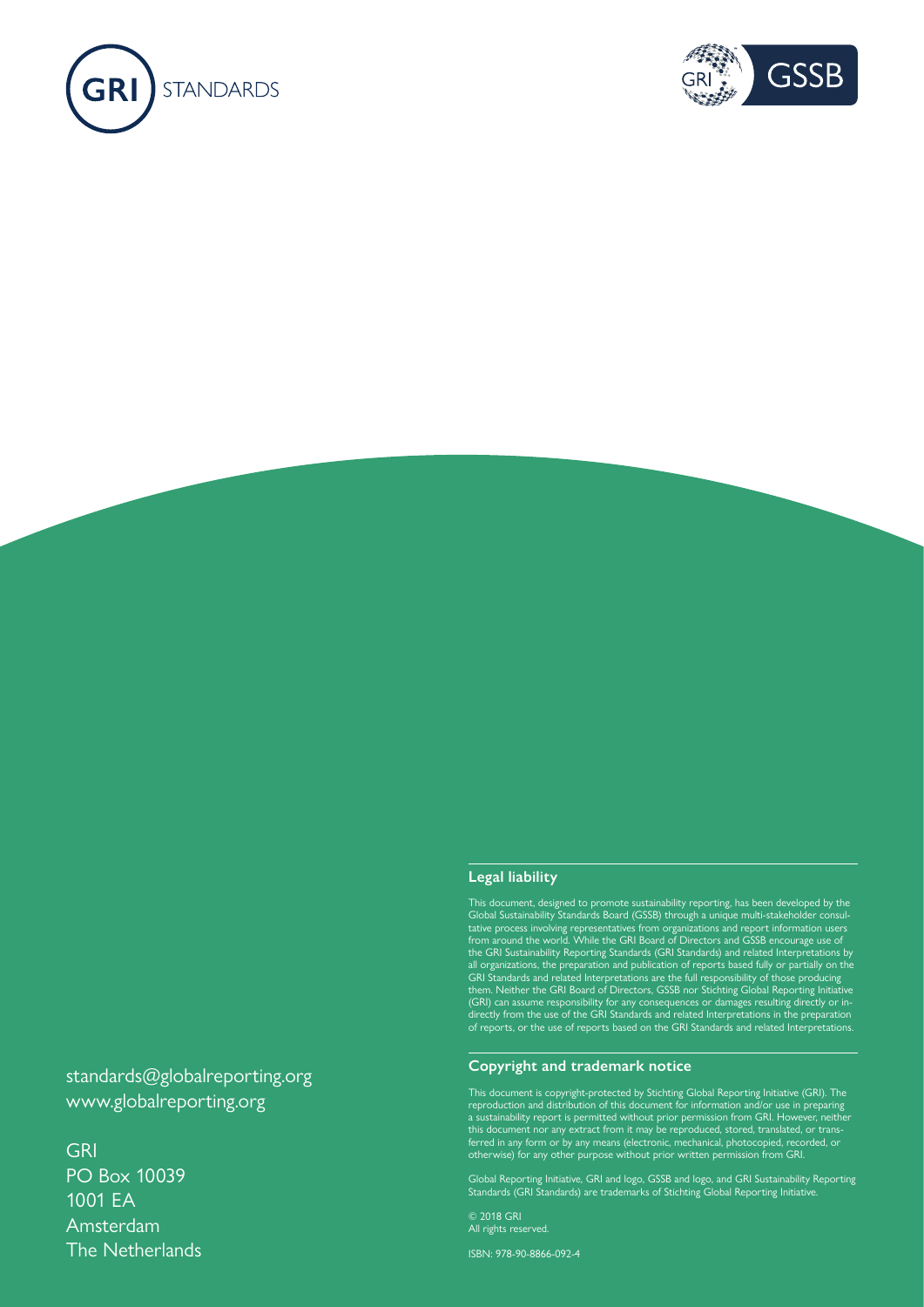GRI STANDARDS

GSSB

standards@globalreporting.org
www.globalreporting.org

GRI
PO Box 10039
1001 EA
Amsterdam
The Netherlands

## Legal liability

This document, designed to promote sustainability reporting, has been developed by the Global Sustainability Standards Board (GSSB) through a unique multi-stakeholder consultative process involving representatives from organizations and report information users from around the world. While the GRI Board of Directors and GSSB encourage use of the GRI Sustainability Reporting Standards (GRI Standards) and related Interpretations by all organizations, the preparation and publication of reports based fully or partially on the GRI Standards and related Interpretations are the full responsibility of those producing them. Neither the GRI Board of Directors, GSSB nor Stichting Global Reporting Initiative (GRI) can assume responsibility for any consequences or damages resulting directly or indirectly from the use of the GRI Standards and related Interpretations in the preparation of reports, or the use of reports based on the GRI Standards and related Interpretations.

## Copyright and trademark notice

This document is copyright-protected by Stichting Global Reporting Initiative (GRI). The reproduction and distribution of this document for information and/or use in preparing a sustainability report is permitted without prior permission from GRI. However, neither this document nor any extract from it may be reproduced, stored, translated, or transferred in any form or by any means (electronic, mechanical, photocopied, recorded, or otherwise) for any other purpose without prior written permission from GRI.

Global Reporting Initiative, GRI and logo, GSSB and logo, and GRI Sustainability Reporting Standards (GRI Standards) are trademarks of Stichting Global Reporting Initiative.

© 2018 GRI
All rights reserved.

ISBN: 978-90-8866-092-4